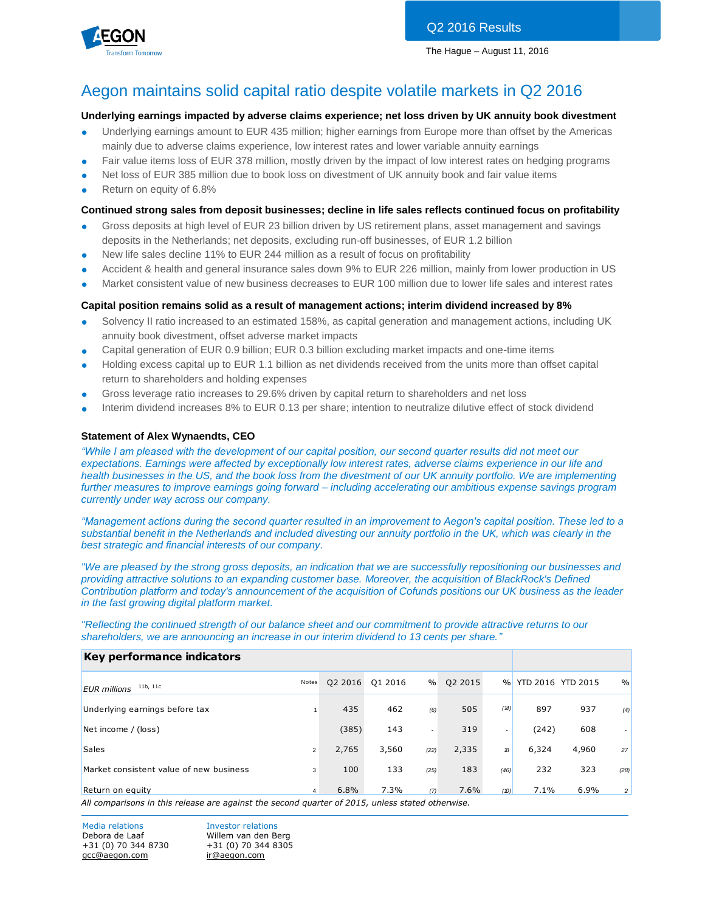Q2 2016 Results

The Hague – August 11, 2016

# Aegon maintains solid capital ratio despite volatile markets in Q2 2016

**Underlying earnings impacted by adverse claims experience; net loss driven by UK annuity book divestment**

- Underlying earnings amount to EUR 435 million; higher earnings from Europe more than offset by the Americas mainly due to adverse claims experience, low interest rates and lower variable annuity earnings
- Fair value items loss of EUR 378 million, mostly driven by the impact of low interest rates on hedging programs
- Net loss of EUR 385 million due to book loss on divestment of UK annuity book and fair value items
- Return on equity of 6.8%

**Continued strong sales from deposit businesses; decline in life sales reflects continued focus on profitability**

- Gross deposits at high level of EUR 23 billion driven by US retirement plans, asset management and savings deposits in the Netherlands; net deposits, excluding run-off businesses, of EUR 1.2 billion
- New life sales decline 11% to EUR 244 million as a result of focus on profitability
- Accident & health and general insurance sales down 9% to EUR 226 million, mainly from lower production in US
- Market consistent value of new business decreases to EUR 100 million due to lower life sales and interest rates

**Capital position remains solid as a result of management actions; interim dividend increased by 8%**

- Solvency II ratio increased to an estimated 158%, as capital generation and management actions, including UK annuity book divestment, offset adverse market impacts
- Capital generation of EUR 0.9 billion; EUR 0.3 billion excluding market impacts and one-time items
- Holding excess capital up to EUR 1.1 billion as net dividends received from the units more than offset capital return to shareholders and holding expenses
- Gross leverage ratio increases to 29.6% driven by capital return to shareholders and net loss
- Interim dividend increases 8% to EUR 0.13 per share; intention to neutralize dilutive effect of stock dividend

**Statement of Alex Wynaendts, CEO**

*"While I am pleased with the development of our capital position, our second quarter results did not meet our expectations. Earnings were affected by exceptionally low interest rates, adverse claims experience in our life and health businesses in the US, and the book loss from the divestment of our UK annuity portfolio. We are implementing further measures to improve earnings going forward – including accelerating our ambitious expense savings program currently under way across our company.*

*"Management actions during the second quarter resulted in an improvement to Aegon's capital position. These led to a substantial benefit in the Netherlands and included divesting our annuity portfolio in the UK, which was clearly in the best strategic and financial interests of our company.*

*"We are pleased by the strong gross deposits, an indication that we are successfully repositioning our businesses and providing attractive solutions to an expanding customer base. Moreover, the acquisition of BlackRock's Defined Contribution platform and today's announcement of the acquisition of Cofunds positions our UK business as the leader in the fast growing digital platform market.*

*"Reflecting the continued strength of our balance sheet and our commitment to provide attractive returns to our shareholders, we are announcing an increase in our interim dividend to 13 cents per share."*

**Key performance indicators**

| *EUR millions* [11b, 11c] | Notes | Q2 2016 | Q1 2016 | % | Q2 2015 | % | YTD 2016 | YTD 2015 | % |
|---|---|---|---|---|---|---|---|---|---|
| Underlying earnings before tax | 1 | 435 | 462 | (6) | 505 | (14) | 897 | 937 | (4) |
| Net income / (loss) | | (385) | 143 | - | 319 | - | (242) | 608 | - |
| Sales | 2 | 2,765 | 3,560 | (22) | 2,335 | 18 | 6,324 | 4,960 | 27 |
| Market consistent value of new business | 3 | 100 | 133 | (25) | 183 | (46) | 232 | 323 | (28) |
| Return on equity | 4 | 6.8% | 7.3% | (7) | 7.6% | (10) | 7.1% | 6.9% | 2 |

*All comparisons in this release are against the second quarter of 2015, unless stated otherwise.*

Media relations
Debora de Laaf
+31 (0) 70 344 8730
gcc@aegon.com

Investor relations
Willem van den Berg
+31 (0) 70 344 8305
ir@aegon.com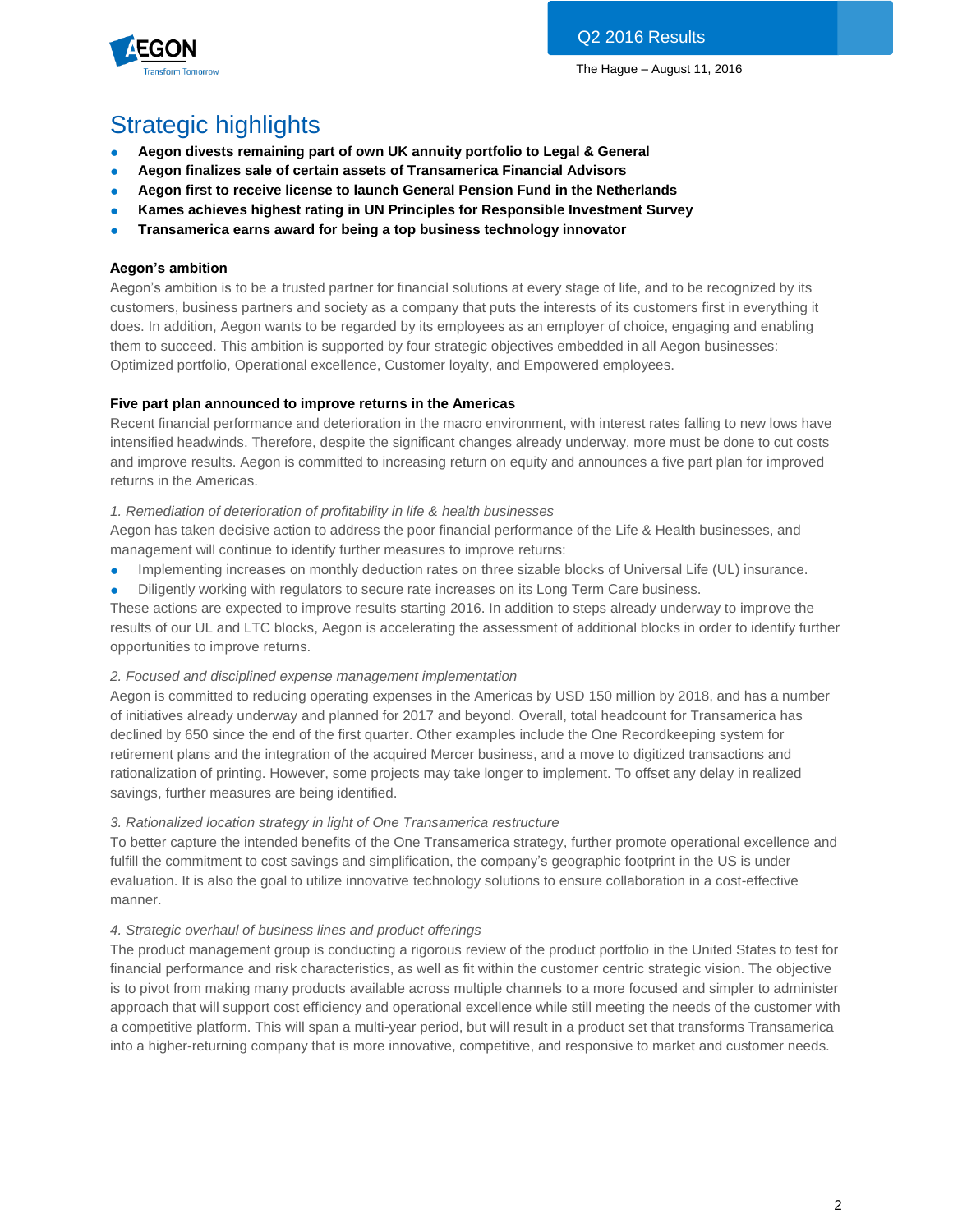## Strategic highlights

- **Aegon divests remaining part of own UK annuity portfolio to Legal & General**
- **Aegon finalizes sale of certain assets of Transamerica Financial Advisors**
- **Aegon first to receive license to launch General Pension Fund in the Netherlands**
- **Kames achieves highest rating in UN Principles for Responsible Investment Survey**
- **Transamerica earns award for being a top business technology innovator**

**Aegon's ambition**

Aegon's ambition is to be a trusted partner for financial solutions at every stage of life, and to be recognized by its customers, business partners and society as a company that puts the interests of its customers first in everything it does. In addition, Aegon wants to be regarded by its employees as an employer of choice, engaging and enabling them to succeed. This ambition is supported by four strategic objectives embedded in all Aegon businesses: Optimized portfolio, Operational excellence, Customer loyalty, and Empowered employees.

**Five part plan announced to improve returns in the Americas**

Recent financial performance and deterioration in the macro environment, with interest rates falling to new lows have intensified headwinds. Therefore, despite the significant changes already underway, more must be done to cut costs and improve results. Aegon is committed to increasing return on equity and announces a five part plan for improved returns in the Americas.

*1. Remediation of deterioration of profitability in life & health businesses*

Aegon has taken decisive action to address the poor financial performance of the Life & Health businesses, and management will continue to identify further measures to improve returns:

- Implementing increases on monthly deduction rates on three sizable blocks of Universal Life (UL) insurance.
- Diligently working with regulators to secure rate increases on its Long Term Care business.

These actions are expected to improve results starting 2016. In addition to steps already underway to improve the results of our UL and LTC blocks, Aegon is accelerating the assessment of additional blocks in order to identify further opportunities to improve returns.

*2. Focused and disciplined expense management implementation*

Aegon is committed to reducing operating expenses in the Americas by USD 150 million by 2018, and has a number of initiatives already underway and planned for 2017 and beyond. Overall, total headcount for Transamerica has declined by 650 since the end of the first quarter. Other examples include the One Recordkeeping system for retirement plans and the integration of the acquired Mercer business, and a move to digitized transactions and rationalization of printing. However, some projects may take longer to implement. To offset any delay in realized savings, further measures are being identified.

*3. Rationalized location strategy in light of One Transamerica restructure*

To better capture the intended benefits of the One Transamerica strategy, further promote operational excellence and fulfill the commitment to cost savings and simplification, the company's geographic footprint in the US is under evaluation. It is also the goal to utilize innovative technology solutions to ensure collaboration in a cost-effective manner.

*4. Strategic overhaul of business lines and product offerings*

The product management group is conducting a rigorous review of the product portfolio in the United States to test for financial performance and risk characteristics, as well as fit within the customer centric strategic vision. The objective is to pivot from making many products available across multiple channels to a more focused and simpler to administer approach that will support cost efficiency and operational excellence while still meeting the needs of the customer with a competitive platform. This will span a multi-year period, but will result in a product set that transforms Transamerica into a higher-returning company that is more innovative, competitive, and responsive to market and customer needs.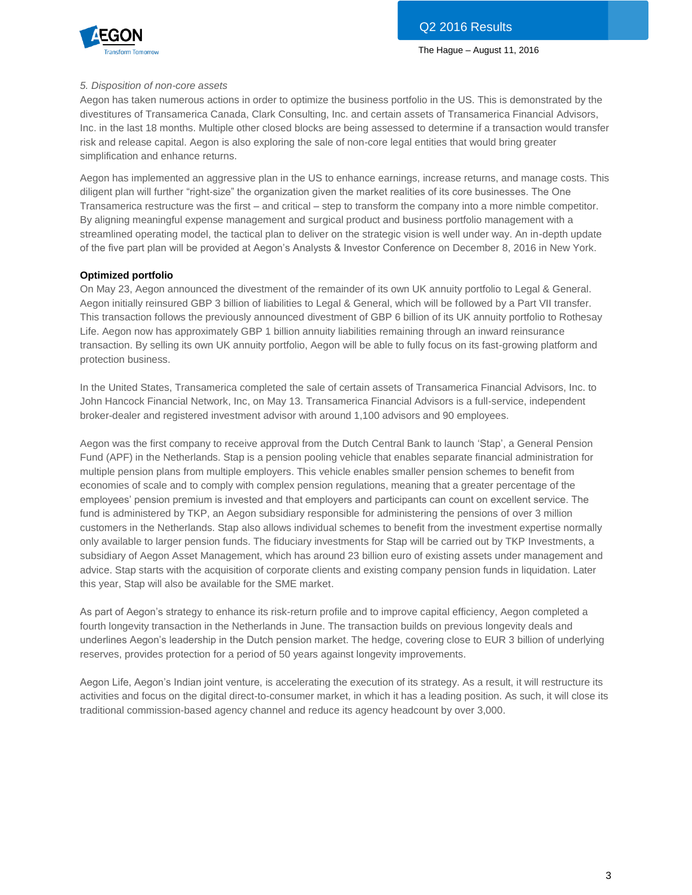*5. Disposition of non-core assets*

Aegon has taken numerous actions in order to optimize the business portfolio in the US. This is demonstrated by the divestitures of Transamerica Canada, Clark Consulting, Inc. and certain assets of Transamerica Financial Advisors, Inc. in the last 18 months. Multiple other closed blocks are being assessed to determine if a transaction would transfer risk and release capital. Aegon is also exploring the sale of non-core legal entities that would bring greater simplification and enhance returns.

Aegon has implemented an aggressive plan in the US to enhance earnings, increase returns, and manage costs. This diligent plan will further "right-size" the organization given the market realities of its core businesses. The One Transamerica restructure was the first – and critical – step to transform the company into a more nimble competitor. By aligning meaningful expense management and surgical product and business portfolio management with a streamlined operating model, the tactical plan to deliver on the strategic vision is well under way. An in-depth update of the five part plan will be provided at Aegon's Analysts & Investor Conference on December 8, 2016 in New York.

**Optimized portfolio**

On May 23, Aegon announced the divestment of the remainder of its own UK annuity portfolio to Legal & General. Aegon initially reinsured GBP 3 billion of liabilities to Legal & General, which will be followed by a Part VII transfer. This transaction follows the previously announced divestment of GBP 6 billion of its UK annuity portfolio to Rothesay Life. Aegon now has approximately GBP 1 billion annuity liabilities remaining through an inward reinsurance transaction. By selling its own UK annuity portfolio, Aegon will be able to fully focus on its fast-growing platform and protection business.

In the United States, Transamerica completed the sale of certain assets of Transamerica Financial Advisors, Inc. to John Hancock Financial Network, Inc, on May 13. Transamerica Financial Advisors is a full-service, independent broker-dealer and registered investment advisor with around 1,100 advisors and 90 employees.

Aegon was the first company to receive approval from the Dutch Central Bank to launch 'Stap', a General Pension Fund (APF) in the Netherlands. Stap is a pension pooling vehicle that enables separate financial administration for multiple pension plans from multiple employers. This vehicle enables smaller pension schemes to benefit from economies of scale and to comply with complex pension regulations, meaning that a greater percentage of the employees' pension premium is invested and that employers and participants can count on excellent service. The fund is administered by TKP, an Aegon subsidiary responsible for administering the pensions of over 3 million customers in the Netherlands. Stap also allows individual schemes to benefit from the investment expertise normally only available to larger pension funds. The fiduciary investments for Stap will be carried out by TKP Investments, a subsidiary of Aegon Asset Management, which has around 23 billion euro of existing assets under management and advice. Stap starts with the acquisition of corporate clients and existing company pension funds in liquidation. Later this year, Stap will also be available for the SME market.

As part of Aegon's strategy to enhance its risk-return profile and to improve capital efficiency, Aegon completed a fourth longevity transaction in the Netherlands in June. The transaction builds on previous longevity deals and underlines Aegon's leadership in the Dutch pension market. The hedge, covering close to EUR 3 billion of underlying reserves, provides protection for a period of 50 years against longevity improvements.

Aegon Life, Aegon's Indian joint venture, is accelerating the execution of its strategy. As a result, it will restructure its activities and focus on the digital direct-to-consumer market, in which it has a leading position. As such, it will close its traditional commission-based agency channel and reduce its agency headcount by over 3,000.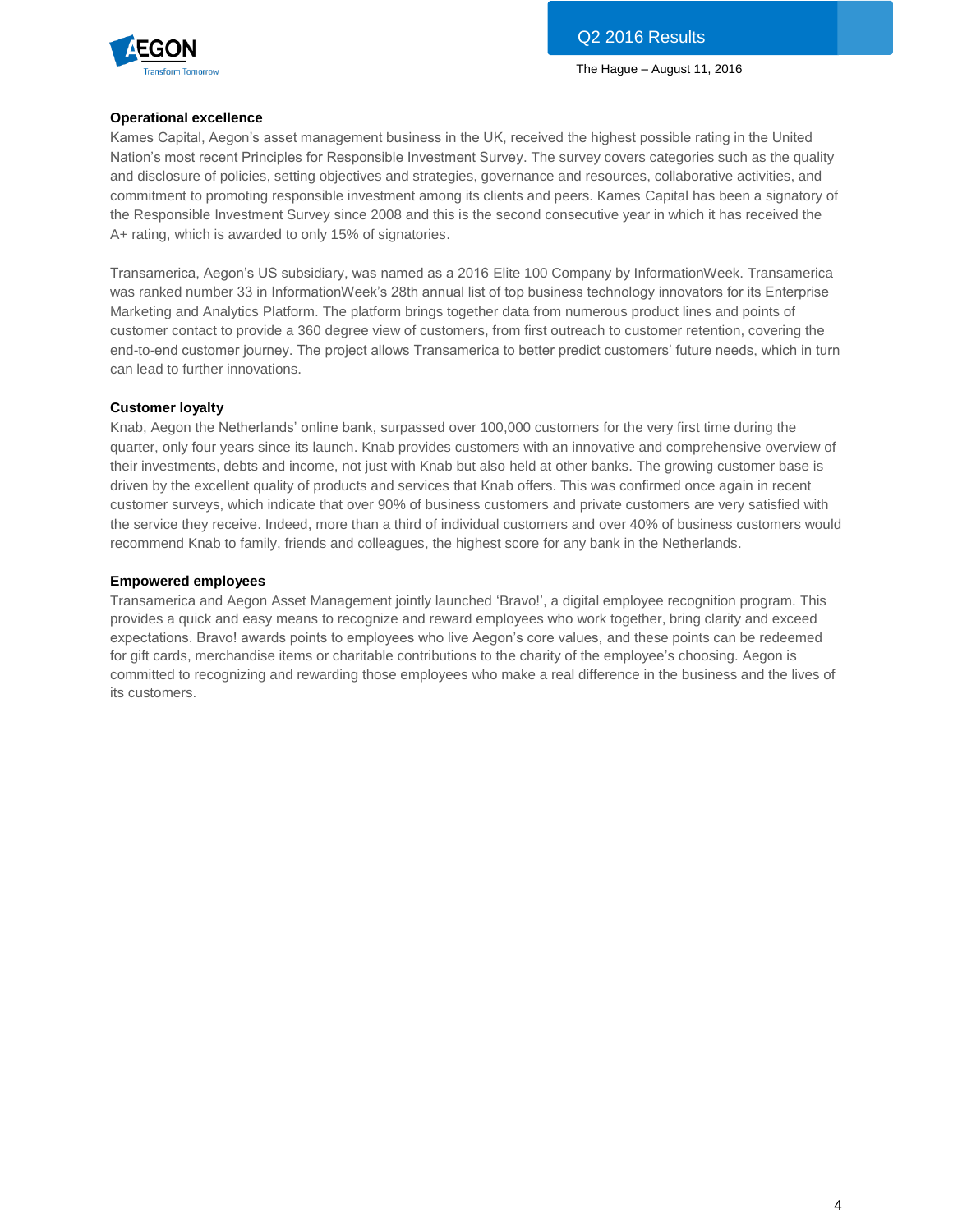**Operational excellence**

Kames Capital, Aegon's asset management business in the UK, received the highest possible rating in the United Nation's most recent Principles for Responsible Investment Survey. The survey covers categories such as the quality and disclosure of policies, setting objectives and strategies, governance and resources, collaborative activities, and commitment to promoting responsible investment among its clients and peers. Kames Capital has been a signatory of the Responsible Investment Survey since 2008 and this is the second consecutive year in which it has received the A+ rating, which is awarded to only 15% of signatories.

Transamerica, Aegon's US subsidiary, was named as a 2016 Elite 100 Company by InformationWeek. Transamerica was ranked number 33 in InformationWeek's 28th annual list of top business technology innovators for its Enterprise Marketing and Analytics Platform. The platform brings together data from numerous product lines and points of customer contact to provide a 360 degree view of customers, from first outreach to customer retention, covering the end-to-end customer journey. The project allows Transamerica to better predict customers' future needs, which in turn can lead to further innovations.

**Customer loyalty**

Knab, Aegon the Netherlands' online bank, surpassed over 100,000 customers for the very first time during the quarter, only four years since its launch. Knab provides customers with an innovative and comprehensive overview of their investments, debts and income, not just with Knab but also held at other banks. The growing customer base is driven by the excellent quality of products and services that Knab offers. This was confirmed once again in recent customer surveys, which indicate that over 90% of business customers and private customers are very satisfied with the service they receive. Indeed, more than a third of individual customers and over 40% of business customers would recommend Knab to family, friends and colleagues, the highest score for any bank in the Netherlands.

**Empowered employees**

Transamerica and Aegon Asset Management jointly launched 'Bravo!', a digital employee recognition program. This provides a quick and easy means to recognize and reward employees who work together, bring clarity and exceed expectations. Bravo! awards points to employees who live Aegon's core values, and these points can be redeemed for gift cards, merchandise items or charitable contributions to the charity of the employee's choosing. Aegon is committed to recognizing and rewarding those employees who make a real difference in the business and the lives of its customers.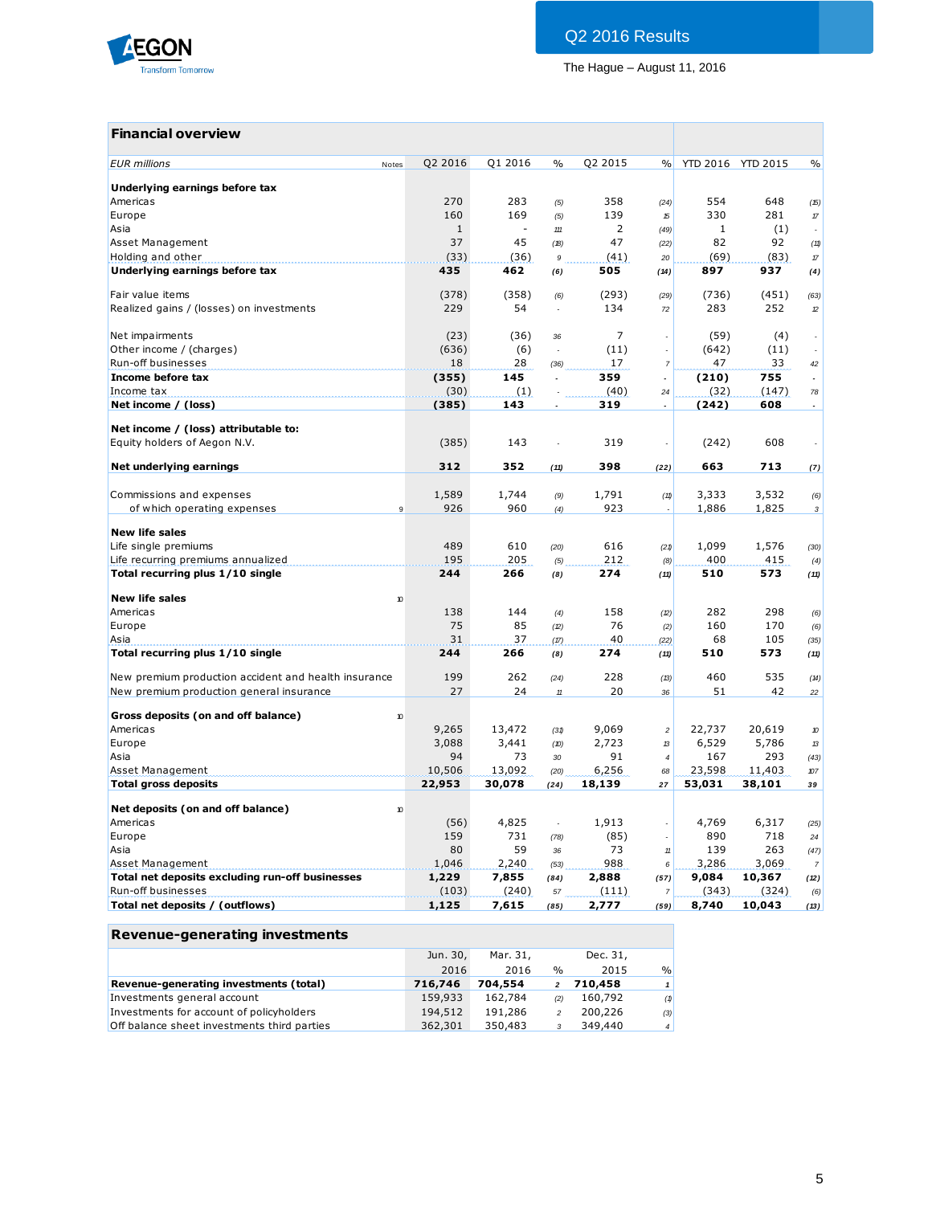## Financial overview

| EUR millions | Notes | Q2 2016 | Q1 2016 | % | Q2 2015 | % | YTD 2016 | YTD 2015 | % |
|---|---|---|---|---|---|---|---|---|---|
| **Underlying earnings before tax** | | | | | | | | | |
| Americas | | 270 | 283 | (5) | 358 | (24) | 554 | 648 | (15) |
| Europe | | 160 | 169 | (5) | 139 | 15 | 330 | 281 | 17 |
| Asia | | 1 | - | 111 | 2 | (49) | 1 | (1) | - |
| Asset Management | | 37 | 45 | (18) | 47 | (22) | 82 | 92 | (11) |
| Holding and other | | (33) | (36) | 9 | (41) | 20 | (69) | (83) | 17 |
| **Underlying earnings before tax** | | **435** | **462** | **(6)** | **505** | **(14)** | **897** | **937** | **(4)** |
| Fair value items | | (378) | (358) | (6) | (293) | (29) | (736) | (451) | (63) |
| Realized gains / (losses) on investments | | 229 | 54 | - | 134 | 72 | 283 | 252 | 12 |
| Net impairments | | (23) | (36) | 36 | 7 | - | (59) | (4) | - |
| Other income / (charges) | | (636) | (6) | - | (11) | - | (642) | (11) | - |
| Run-off businesses | | 18 | 28 | (36) | 17 | 7 | 47 | 33 | 42 |
| **Income before tax** | | **(355)** | **145** | **-** | **359** | **-** | **(210)** | **755** | **-** |
| Income tax | | (30) | (1) | - | (40) | 24 | (32) | (147) | 78 |
| **Net income / (loss)** | | **(385)** | **143** | **-** | **319** | **-** | **(242)** | **608** | **-** |
| **Net income / (loss) attributable to:** | | | | | | | | | |
| Equity holders of Aegon N.V. | | (385) | 143 | - | 319 | - | (242) | 608 | - |
| **Net underlying earnings** | | **312** | **352** | **(11)** | **398** | **(22)** | **663** | **713** | **(7)** |
| Commissions and expenses | | 1,589 | 1,744 | (9) | 1,791 | (11) | 3,333 | 3,532 | (6) |
| of which operating expenses | 9 | 926 | 960 | (4) | 923 | - | 1,886 | 1,825 | 3 |
| **New life sales** | | | | | | | | | |
| Life single premiums | | 489 | 610 | (20) | 616 | (21) | 1,099 | 1,576 | (30) |
| Life recurring premiums annualized | | 195 | 205 | (5) | 212 | (8) | 400 | 415 | (4) |
| **Total recurring plus 1/10 single** | | **244** | **266** | **(8)** | **274** | **(11)** | **510** | **573** | **(11)** |
| **New life sales** | 10 | | | | | | | | |
| Americas | | 138 | 144 | (4) | 158 | (12) | 282 | 298 | (6) |
| Europe | | 75 | 85 | (12) | 76 | (2) | 160 | 170 | (6) |
| Asia | | 31 | 37 | (17) | 40 | (22) | 68 | 105 | (35) |
| **Total recurring plus 1/10 single** | | **244** | **266** | **(8)** | **274** | **(11)** | **510** | **573** | **(11)** |
| New premium production accident and health insurance | | 199 | 262 | (24) | 228 | (13) | 460 | 535 | (14) |
| New premium production general insurance | | 27 | 24 | 11 | 20 | 36 | 51 | 42 | 22 |
| **Gross deposits (on and off balance)** | 10 | | | | | | | | |
| Americas | | 9,265 | 13,472 | (31) | 9,069 | 2 | 22,737 | 20,619 | 10 |
| Europe | | 3,088 | 3,441 | (10) | 2,723 | 13 | 6,529 | 5,786 | 13 |
| Asia | | 94 | 73 | 30 | 91 | 4 | 167 | 293 | (43) |
| Asset Management | | 10,506 | 13,092 | (20) | 6,256 | 68 | 23,598 | 11,403 | 107 |
| **Total gross deposits** | | **22,953** | **30,078** | **(24)** | **18,139** | **27** | **53,031** | **38,101** | **39** |
| **Net deposits (on and off balance)** | 10 | | | | | | | | |
| Americas | | (56) | 4,825 | - | 1,913 | - | 4,769 | 6,317 | (25) |
| Europe | | 159 | 731 | (78) | (85) | - | 890 | 718 | 24 |
| Asia | | 80 | 59 | 36 | 73 | 11 | 139 | 263 | (47) |
| Asset Management | | 1,046 | 2,240 | (53) | 988 | 6 | 3,286 | 3,069 | 7 |
| **Total net deposits excluding run-off businesses** | | **1,229** | **7,855** | **(84)** | **2,888** | **(57)** | **9,084** | **10,367** | **(12)** |
| Run-off businesses | | (103) | (240) | 57 | (111) | 7 | (343) | (324) | (6) |
| **Total net deposits / (outflows)** | | **1,125** | **7,615** | **(85)** | **2,777** | **(59)** | **8,740** | **10,043** | **(13)** |

## Revenue-generating investments

| | Jun. 30, 2016 | Mar. 31, 2016 | % | Dec. 31, 2015 | % |
|---|---|---|---|---|---|
| **Revenue-generating investments (total)** | **716,746** | **704,554** | **2** | **710,458** | **1** |
| Investments general account | 159,933 | 162,784 | (2) | 160,792 | (1) |
| Investments for account of policyholders | 194,512 | 191,286 | 2 | 200,226 | (3) |
| Off balance sheet investments third parties | 362,301 | 350,483 | 3 | 349,440 | 4 |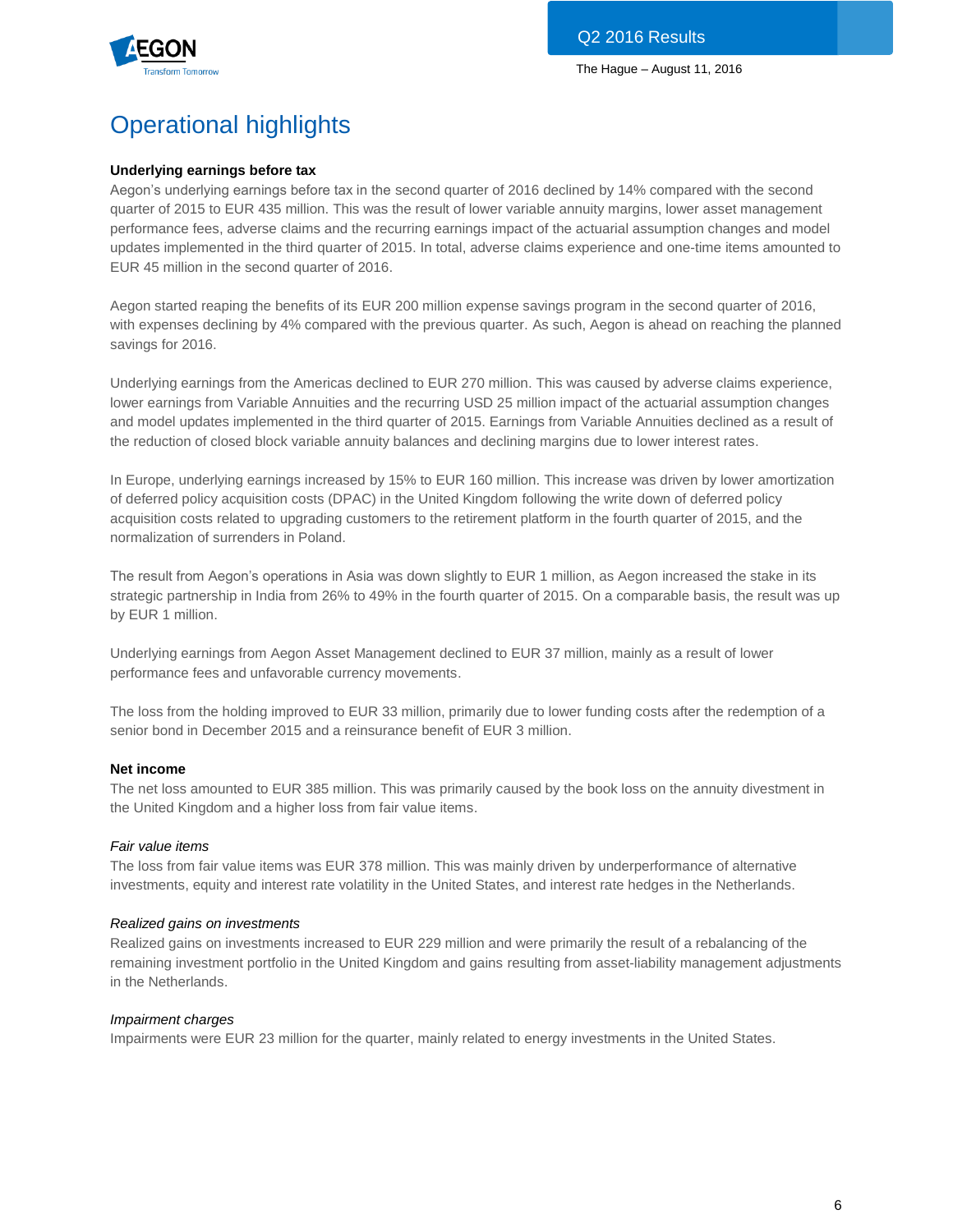# Operational highlights

**Underlying earnings before tax**

Aegon's underlying earnings before tax in the second quarter of 2016 declined by 14% compared with the second quarter of 2015 to EUR 435 million. This was the result of lower variable annuity margins, lower asset management performance fees, adverse claims and the recurring earnings impact of the actuarial assumption changes and model updates implemented in the third quarter of 2015. In total, adverse claims experience and one-time items amounted to EUR 45 million in the second quarter of 2016.

Aegon started reaping the benefits of its EUR 200 million expense savings program in the second quarter of 2016, with expenses declining by 4% compared with the previous quarter. As such, Aegon is ahead on reaching the planned savings for 2016.

Underlying earnings from the Americas declined to EUR 270 million. This was caused by adverse claims experience, lower earnings from Variable Annuities and the recurring USD 25 million impact of the actuarial assumption changes and model updates implemented in the third quarter of 2015. Earnings from Variable Annuities declined as a result of the reduction of closed block variable annuity balances and declining margins due to lower interest rates.

In Europe, underlying earnings increased by 15% to EUR 160 million. This increase was driven by lower amortization of deferred policy acquisition costs (DPAC) in the United Kingdom following the write down of deferred policy acquisition costs related to upgrading customers to the retirement platform in the fourth quarter of 2015, and the normalization of surrenders in Poland.

The result from Aegon's operations in Asia was down slightly to EUR 1 million, as Aegon increased the stake in its strategic partnership in India from 26% to 49% in the fourth quarter of 2015. On a comparable basis, the result was up by EUR 1 million.

Underlying earnings from Aegon Asset Management declined to EUR 37 million, mainly as a result of lower performance fees and unfavorable currency movements.

The loss from the holding improved to EUR 33 million, primarily due to lower funding costs after the redemption of a senior bond in December 2015 and a reinsurance benefit of EUR 3 million.

**Net income**

The net loss amounted to EUR 385 million. This was primarily caused by the book loss on the annuity divestment in the United Kingdom and a higher loss from fair value items.

*Fair value items*

The loss from fair value items was EUR 378 million. This was mainly driven by underperformance of alternative investments, equity and interest rate volatility in the United States, and interest rate hedges in the Netherlands.

*Realized gains on investments*

Realized gains on investments increased to EUR 229 million and were primarily the result of a rebalancing of the remaining investment portfolio in the United Kingdom and gains resulting from asset-liability management adjustments in the Netherlands.

*Impairment charges*

Impairments were EUR 23 million for the quarter, mainly related to energy investments in the United States.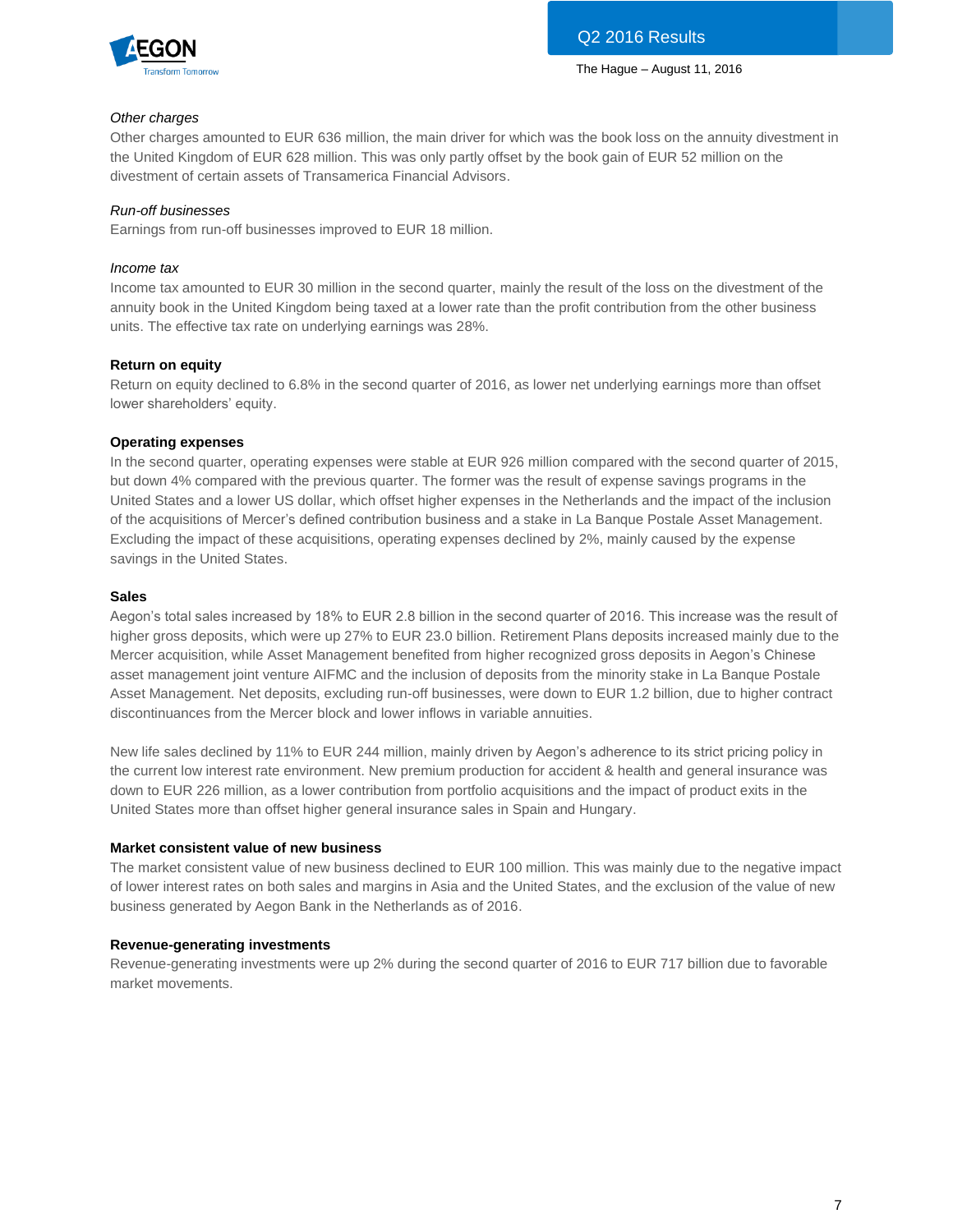*Other charges*

Other charges amounted to EUR 636 million, the main driver for which was the book loss on the annuity divestment in the United Kingdom of EUR 628 million. This was only partly offset by the book gain of EUR 52 million on the divestment of certain assets of Transamerica Financial Advisors.

*Run-off businesses*

Earnings from run-off businesses improved to EUR 18 million.

*Income tax*

Income tax amounted to EUR 30 million in the second quarter, mainly the result of the loss on the divestment of the annuity book in the United Kingdom being taxed at a lower rate than the profit contribution from the other business units. The effective tax rate on underlying earnings was 28%.

**Return on equity**

Return on equity declined to 6.8% in the second quarter of 2016, as lower net underlying earnings more than offset lower shareholders' equity.

**Operating expenses**

In the second quarter, operating expenses were stable at EUR 926 million compared with the second quarter of 2015, but down 4% compared with the previous quarter. The former was the result of expense savings programs in the United States and a lower US dollar, which offset higher expenses in the Netherlands and the impact of the inclusion of the acquisitions of Mercer's defined contribution business and a stake in La Banque Postale Asset Management. Excluding the impact of these acquisitions, operating expenses declined by 2%, mainly caused by the expense savings in the United States.

**Sales**

Aegon's total sales increased by 18% to EUR 2.8 billion in the second quarter of 2016. This increase was the result of higher gross deposits, which were up 27% to EUR 23.0 billion. Retirement Plans deposits increased mainly due to the Mercer acquisition, while Asset Management benefited from higher recognized gross deposits in Aegon's Chinese asset management joint venture AIFMC and the inclusion of deposits from the minority stake in La Banque Postale Asset Management. Net deposits, excluding run-off businesses, were down to EUR 1.2 billion, due to higher contract discontinuances from the Mercer block and lower inflows in variable annuities.

New life sales declined by 11% to EUR 244 million, mainly driven by Aegon's adherence to its strict pricing policy in the current low interest rate environment. New premium production for accident & health and general insurance was down to EUR 226 million, as a lower contribution from portfolio acquisitions and the impact of product exits in the United States more than offset higher general insurance sales in Spain and Hungary.

**Market consistent value of new business**

The market consistent value of new business declined to EUR 100 million. This was mainly due to the negative impact of lower interest rates on both sales and margins in Asia and the United States, and the exclusion of the value of new business generated by Aegon Bank in the Netherlands as of 2016.

**Revenue-generating investments**

Revenue-generating investments were up 2% during the second quarter of 2016 to EUR 717 billion due to favorable market movements.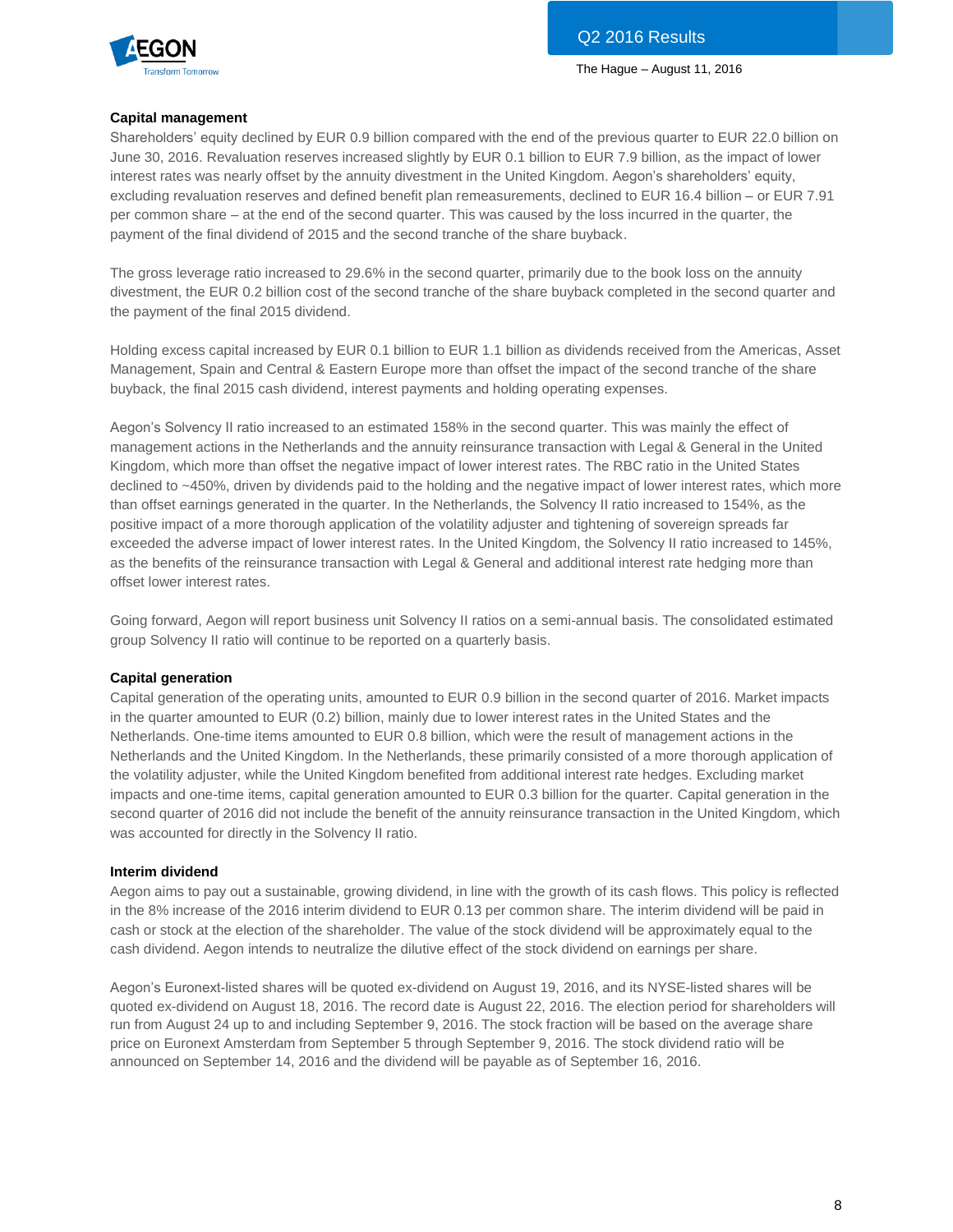## Capital management

Shareholders' equity declined by EUR 0.9 billion compared with the end of the previous quarter to EUR 22.0 billion on June 30, 2016. Revaluation reserves increased slightly by EUR 0.1 billion to EUR 7.9 billion, as the impact of lower interest rates was nearly offset by the annuity divestment in the United Kingdom. Aegon's shareholders' equity, excluding revaluation reserves and defined benefit plan remeasurements, declined to EUR 16.4 billion – or EUR 7.91 per common share – at the end of the second quarter. This was caused by the loss incurred in the quarter, the payment of the final dividend of 2015 and the second tranche of the share buyback.

The gross leverage ratio increased to 29.6% in the second quarter, primarily due to the book loss on the annuity divestment, the EUR 0.2 billion cost of the second tranche of the share buyback completed in the second quarter and the payment of the final 2015 dividend.

Holding excess capital increased by EUR 0.1 billion to EUR 1.1 billion as dividends received from the Americas, Asset Management, Spain and Central & Eastern Europe more than offset the impact of the second tranche of the share buyback, the final 2015 cash dividend, interest payments and holding operating expenses.

Aegon's Solvency II ratio increased to an estimated 158% in the second quarter. This was mainly the effect of management actions in the Netherlands and the annuity reinsurance transaction with Legal & General in the United Kingdom, which more than offset the negative impact of lower interest rates. The RBC ratio in the United States declined to ~450%, driven by dividends paid to the holding and the negative impact of lower interest rates, which more than offset earnings generated in the quarter. In the Netherlands, the Solvency II ratio increased to 154%, as the positive impact of a more thorough application of the volatility adjuster and tightening of sovereign spreads far exceeded the adverse impact of lower interest rates. In the United Kingdom, the Solvency II ratio increased to 145%, as the benefits of the reinsurance transaction with Legal & General and additional interest rate hedging more than offset lower interest rates.

Going forward, Aegon will report business unit Solvency II ratios on a semi-annual basis. The consolidated estimated group Solvency II ratio will continue to be reported on a quarterly basis.

## Capital generation

Capital generation of the operating units, amounted to EUR 0.9 billion in the second quarter of 2016. Market impacts in the quarter amounted to EUR (0.2) billion, mainly due to lower interest rates in the United States and the Netherlands. One-time items amounted to EUR 0.8 billion, which were the result of management actions in the Netherlands and the United Kingdom. In the Netherlands, these primarily consisted of a more thorough application of the volatility adjuster, while the United Kingdom benefited from additional interest rate hedges. Excluding market impacts and one-time items, capital generation amounted to EUR 0.3 billion for the quarter. Capital generation in the second quarter of 2016 did not include the benefit of the annuity reinsurance transaction in the United Kingdom, which was accounted for directly in the Solvency II ratio.

## Interim dividend

Aegon aims to pay out a sustainable, growing dividend, in line with the growth of its cash flows. This policy is reflected in the 8% increase of the 2016 interim dividend to EUR 0.13 per common share. The interim dividend will be paid in cash or stock at the election of the shareholder. The value of the stock dividend will be approximately equal to the cash dividend. Aegon intends to neutralize the dilutive effect of the stock dividend on earnings per share.

Aegon's Euronext-listed shares will be quoted ex-dividend on August 19, 2016, and its NYSE-listed shares will be quoted ex-dividend on August 18, 2016. The record date is August 22, 2016. The election period for shareholders will run from August 24 up to and including September 9, 2016. The stock fraction will be based on the average share price on Euronext Amsterdam from September 5 through September 9, 2016. The stock dividend ratio will be announced on September 14, 2016 and the dividend will be payable as of September 16, 2016.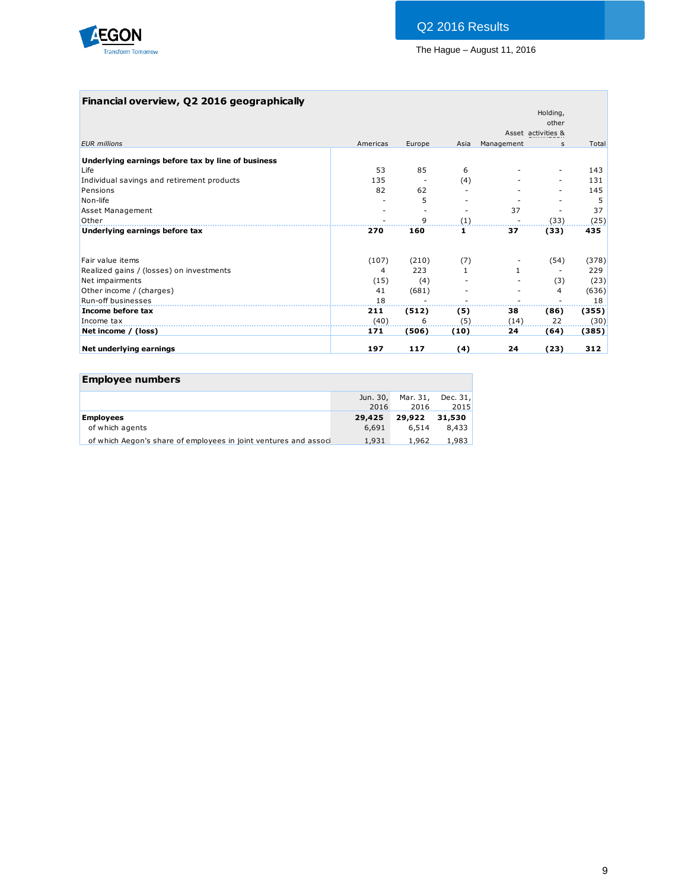## Financial overview, Q2 2016 geographically

| EUR millions | Americas | Europe | Asia | Asset Management | Holding, other activities & eliminations | Total |
|---|---|---|---|---|---|---|
| **Underlying earnings before tax by line of business** | | | | | | |
| Life | 53 | 85 | 6 | - | - | 143 |
| Individual savings and retirement products | 135 | - | (4) | - | - | 131 |
| Pensions | 82 | 62 | - | - | - | 145 |
| Non-life | - | 5 | - | - | - | 5 |
| Asset Management | - | - | - | 37 | - | 37 |
| Other | - | 9 | (1) | - | (33) | (25) |
| **Underlying earnings before tax** | **270** | **160** | **1** | **37** | **(33)** | **435** |
| | | | | | | |
| Fair value items | (107) | (210) | (7) | - | (54) | (378) |
| Realized gains / (losses) on investments | 4 | 223 | 1 | 1 | - | 229 |
| Net impairments | (15) | (4) | - | - | (3) | (23) |
| Other income / (charges) | 41 | (681) | - | - | 4 | (636) |
| Run-off businesses | 18 | - | - | - | - | 18 |
| **Income before tax** | **211** | **(512)** | **(5)** | **38** | **(86)** | **(355)** |
| Income tax | (40) | 6 | (5) | (14) | 22 | (30) |
| **Net income / (loss)** | **171** | **(506)** | **(10)** | **24** | **(64)** | **(385)** |
| | | | | | | |
| **Net underlying earnings** | **197** | **117** | **(4)** | **24** | **(23)** | **312** |

## Employee numbers

| | Jun. 30, 2016 | Mar. 31, 2016 | Dec. 31, 2015 |
|---|---|---|---|
| **Employees** | **29,425** | **29,922** | **31,530** |
| of which agents | 6,691 | 6,514 | 8,433 |
| of which Aegon's share of employees in joint ventures and associ | 1,931 | 1,962 | 1,983 |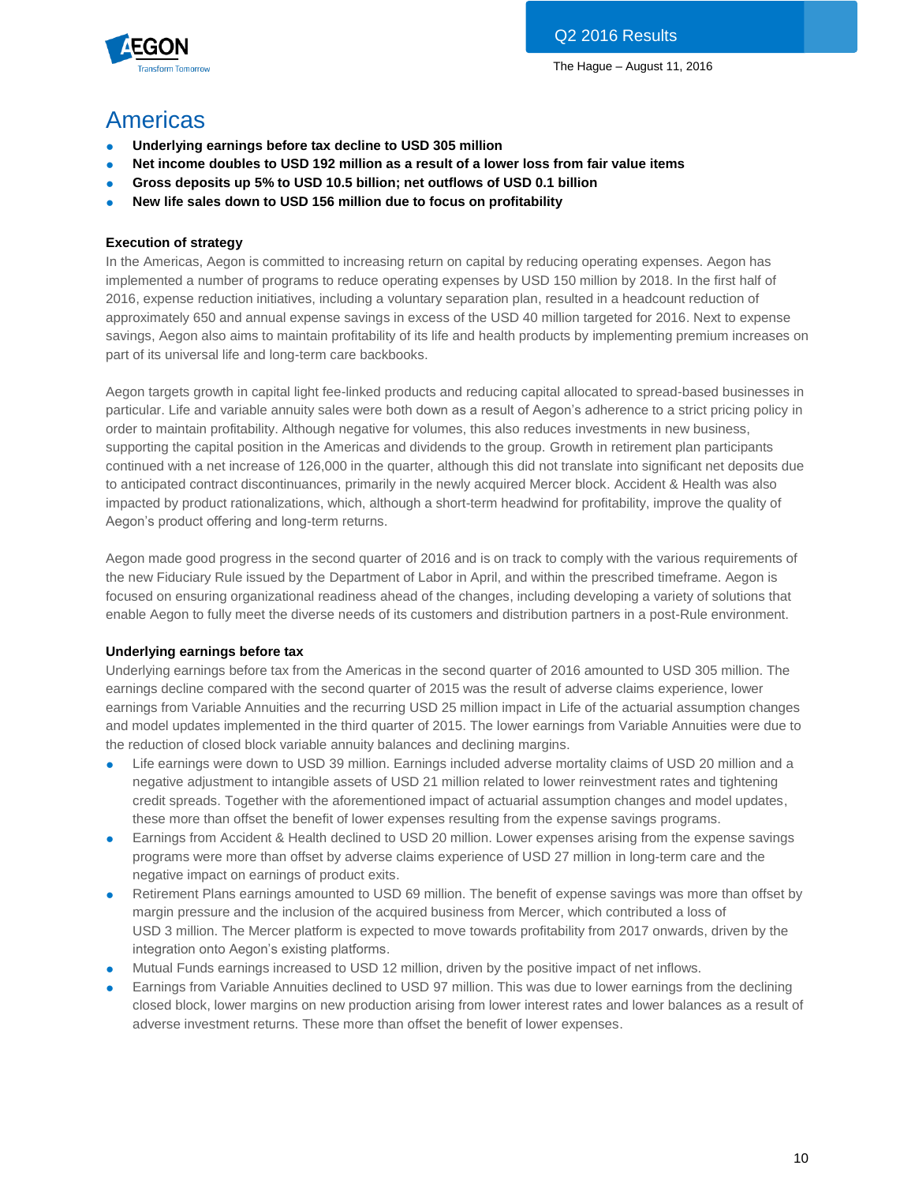# Americas

- **Underlying earnings before tax decline to USD 305 million**
- **Net income doubles to USD 192 million as a result of a lower loss from fair value items**
- **Gross deposits up 5% to USD 10.5 billion; net outflows of USD 0.1 billion**
- **New life sales down to USD 156 million due to focus on profitability**

### Execution of strategy

In the Americas, Aegon is committed to increasing return on capital by reducing operating expenses. Aegon has implemented a number of programs to reduce operating expenses by USD 150 million by 2018. In the first half of 2016, expense reduction initiatives, including a voluntary separation plan, resulted in a headcount reduction of approximately 650 and annual expense savings in excess of the USD 40 million targeted for 2016. Next to expense savings, Aegon also aims to maintain profitability of its life and health products by implementing premium increases on part of its universal life and long-term care backbooks.

Aegon targets growth in capital light fee-linked products and reducing capital allocated to spread-based businesses in particular. Life and variable annuity sales were both down as a result of Aegon's adherence to a strict pricing policy in order to maintain profitability. Although negative for volumes, this also reduces investments in new business, supporting the capital position in the Americas and dividends to the group. Growth in retirement plan participants continued with a net increase of 126,000 in the quarter, although this did not translate into significant net deposits due to anticipated contract discontinuances, primarily in the newly acquired Mercer block. Accident & Health was also impacted by product rationalizations, which, although a short-term headwind for profitability, improve the quality of Aegon's product offering and long-term returns.

Aegon made good progress in the second quarter of 2016 and is on track to comply with the various requirements of the new Fiduciary Rule issued by the Department of Labor in April, and within the prescribed timeframe. Aegon is focused on ensuring organizational readiness ahead of the changes, including developing a variety of solutions that enable Aegon to fully meet the diverse needs of its customers and distribution partners in a post-Rule environment.

### Underlying earnings before tax

Underlying earnings before tax from the Americas in the second quarter of 2016 amounted to USD 305 million. The earnings decline compared with the second quarter of 2015 was the result of adverse claims experience, lower earnings from Variable Annuities and the recurring USD 25 million impact in Life of the actuarial assumption changes and model updates implemented in the third quarter of 2015. The lower earnings from Variable Annuities were due to the reduction of closed block variable annuity balances and declining margins.

- Life earnings were down to USD 39 million. Earnings included adverse mortality claims of USD 20 million and a negative adjustment to intangible assets of USD 21 million related to lower reinvestment rates and tightening credit spreads. Together with the aforementioned impact of actuarial assumption changes and model updates, these more than offset the benefit of lower expenses resulting from the expense savings programs.
- Earnings from Accident & Health declined to USD 20 million. Lower expenses arising from the expense savings programs were more than offset by adverse claims experience of USD 27 million in long-term care and the negative impact on earnings of product exits.
- Retirement Plans earnings amounted to USD 69 million. The benefit of expense savings was more than offset by margin pressure and the inclusion of the acquired business from Mercer, which contributed a loss of USD 3 million. The Mercer platform is expected to move towards profitability from 2017 onwards, driven by the integration onto Aegon's existing platforms.
- Mutual Funds earnings increased to USD 12 million, driven by the positive impact of net inflows.
- Earnings from Variable Annuities declined to USD 97 million. This was due to lower earnings from the declining closed block, lower margins on new production arising from lower interest rates and lower balances as a result of adverse investment returns. These more than offset the benefit of lower expenses.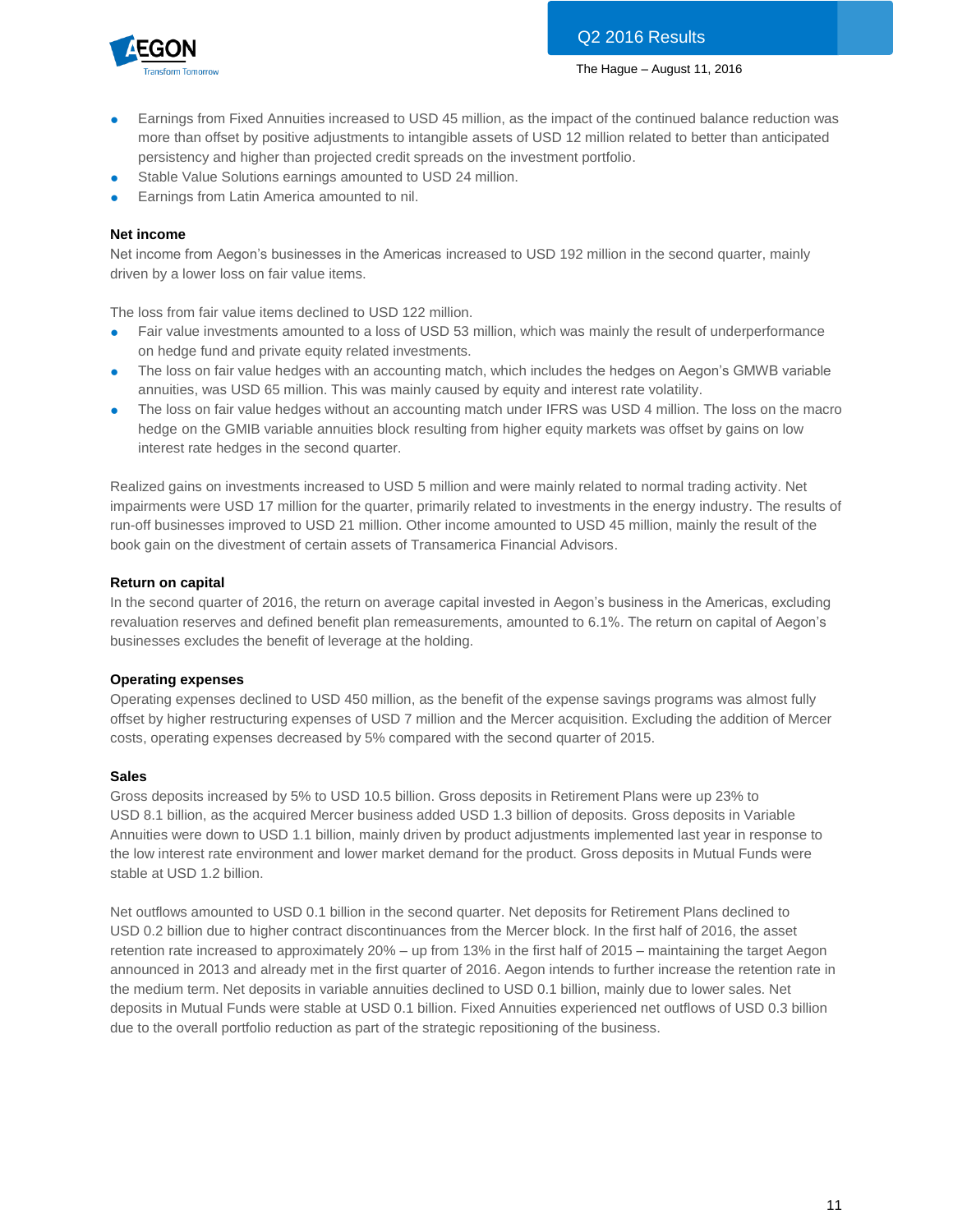- Earnings from Fixed Annuities increased to USD 45 million, as the impact of the continued balance reduction was more than offset by positive adjustments to intangible assets of USD 12 million related to better than anticipated persistency and higher than projected credit spreads on the investment portfolio.
- Stable Value Solutions earnings amounted to USD 24 million.
- Earnings from Latin America amounted to nil.

**Net income**

Net income from Aegon's businesses in the Americas increased to USD 192 million in the second quarter, mainly driven by a lower loss on fair value items.

The loss from fair value items declined to USD 122 million.

- Fair value investments amounted to a loss of USD 53 million, which was mainly the result of underperformance on hedge fund and private equity related investments.
- The loss on fair value hedges with an accounting match, which includes the hedges on Aegon's GMWB variable annuities, was USD 65 million. This was mainly caused by equity and interest rate volatility.
- The loss on fair value hedges without an accounting match under IFRS was USD 4 million. The loss on the macro hedge on the GMIB variable annuities block resulting from higher equity markets was offset by gains on low interest rate hedges in the second quarter.

Realized gains on investments increased to USD 5 million and were mainly related to normal trading activity. Net impairments were USD 17 million for the quarter, primarily related to investments in the energy industry. The results of run-off businesses improved to USD 21 million. Other income amounted to USD 45 million, mainly the result of the book gain on the divestment of certain assets of Transamerica Financial Advisors.

**Return on capital**

In the second quarter of 2016, the return on average capital invested in Aegon's business in the Americas, excluding revaluation reserves and defined benefit plan remeasurements, amounted to 6.1%. The return on capital of Aegon's businesses excludes the benefit of leverage at the holding.

**Operating expenses**

Operating expenses declined to USD 450 million, as the benefit of the expense savings programs was almost fully offset by higher restructuring expenses of USD 7 million and the Mercer acquisition. Excluding the addition of Mercer costs, operating expenses decreased by 5% compared with the second quarter of 2015.

**Sales**

Gross deposits increased by 5% to USD 10.5 billion. Gross deposits in Retirement Plans were up 23% to USD 8.1 billion, as the acquired Mercer business added USD 1.3 billion of deposits. Gross deposits in Variable Annuities were down to USD 1.1 billion, mainly driven by product adjustments implemented last year in response to the low interest rate environment and lower market demand for the product. Gross deposits in Mutual Funds were stable at USD 1.2 billion.

Net outflows amounted to USD 0.1 billion in the second quarter. Net deposits for Retirement Plans declined to USD 0.2 billion due to higher contract discontinuances from the Mercer block. In the first half of 2016, the asset retention rate increased to approximately 20% – up from 13% in the first half of 2015 – maintaining the target Aegon announced in 2013 and already met in the first quarter of 2016. Aegon intends to further increase the retention rate in the medium term. Net deposits in variable annuities declined to USD 0.1 billion, mainly due to lower sales. Net deposits in Mutual Funds were stable at USD 0.1 billion. Fixed Annuities experienced net outflows of USD 0.3 billion due to the overall portfolio reduction as part of the strategic repositioning of the business.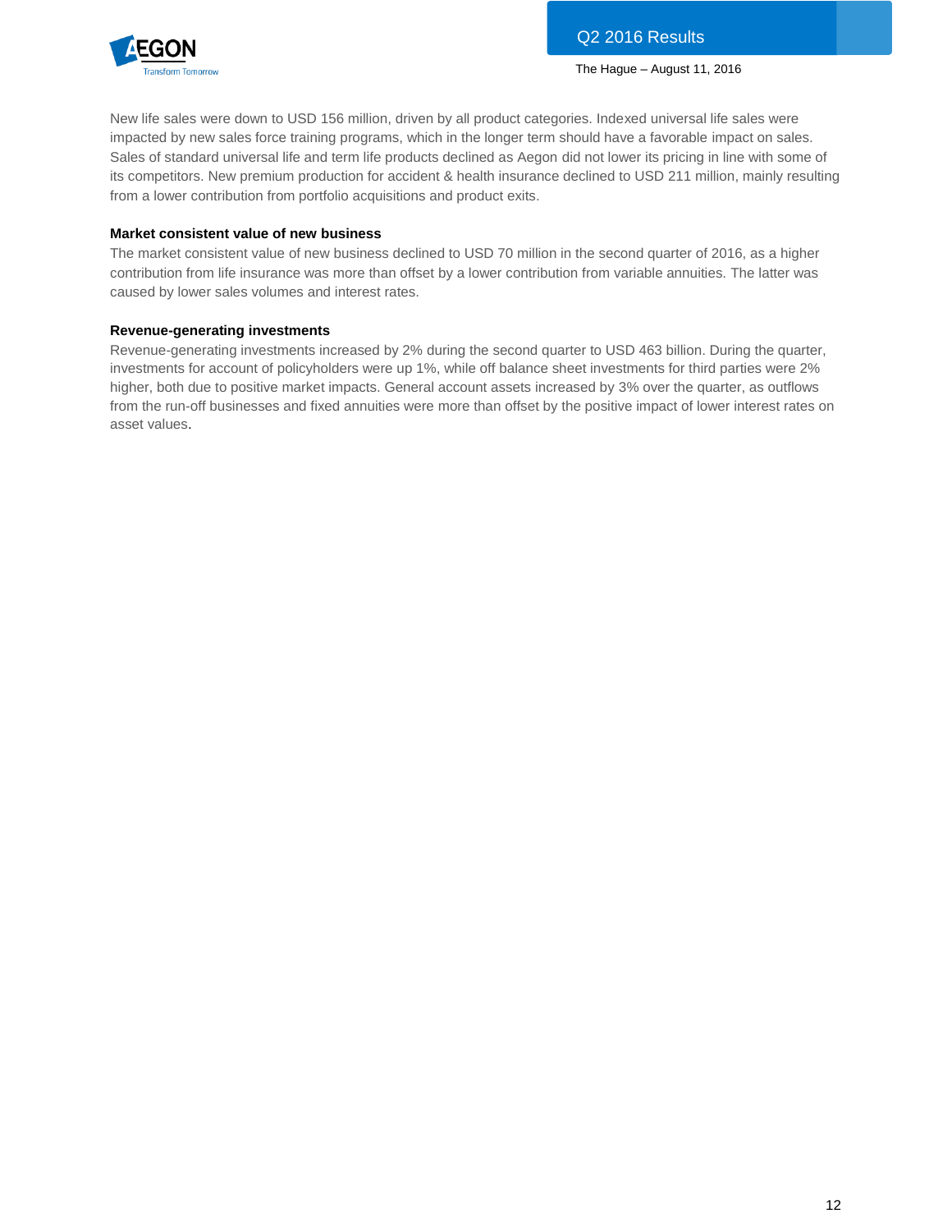New life sales were down to USD 156 million, driven by all product categories. Indexed universal life sales were impacted by new sales force training programs, which in the longer term should have a favorable impact on sales. Sales of standard universal life and term life products declined as Aegon did not lower its pricing in line with some of its competitors. New premium production for accident & health insurance declined to USD 211 million, mainly resulting from a lower contribution from portfolio acquisitions and product exits.

**Market consistent value of new business**

The market consistent value of new business declined to USD 70 million in the second quarter of 2016, as a higher contribution from life insurance was more than offset by a lower contribution from variable annuities. The latter was caused by lower sales volumes and interest rates.

**Revenue-generating investments**

Revenue-generating investments increased by 2% during the second quarter to USD 463 billion. During the quarter, investments for account of policyholders were up 1%, while off balance sheet investments for third parties were 2% higher, both due to positive market impacts. General account assets increased by 3% over the quarter, as outflows from the run-off businesses and fixed annuities were more than offset by the positive impact of lower interest rates on asset values.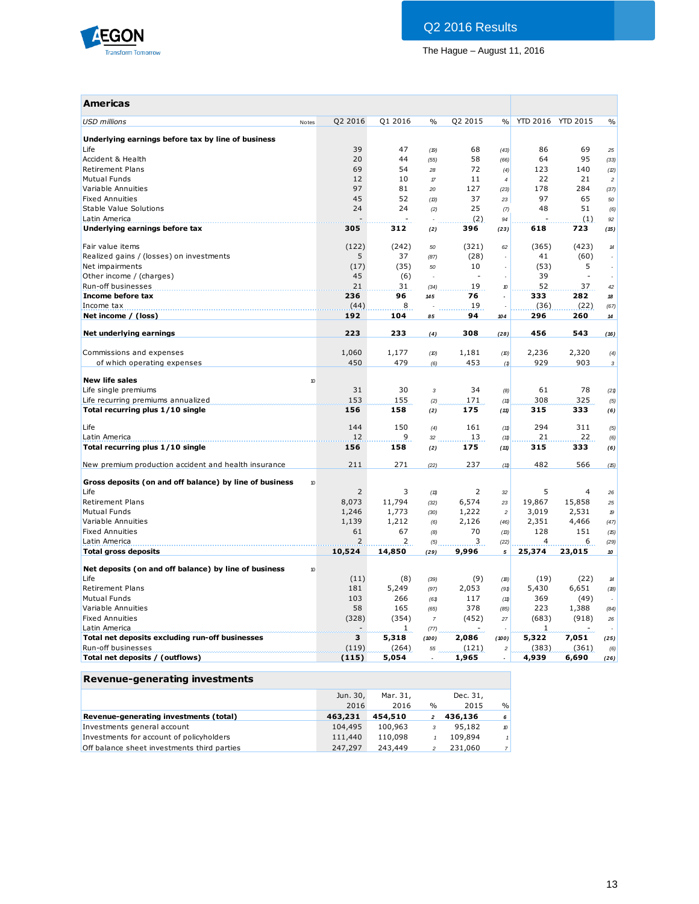Q2 2016 Results

The Hague – August 11, 2016

## Americas

| *USD millions* | Notes | Q2 2016 | Q1 2016 | % | Q2 2015 | % | YTD 2016 | YTD 2015 | % |
|---|---|---|---|---|---|---|---|---|---|
| **Underlying earnings before tax by line of business** | | | | | | | | | |
| Life | | 39 | 47 | (18) | 68 | (43) | 86 | 69 | 25 |
| Accident & Health | | 20 | 44 | (55) | 58 | (66) | 64 | 95 | (33) |
| Retirement Plans | | 69 | 54 | 28 | 72 | (4) | 123 | 140 | (12) |
| Mutual Funds | | 12 | 10 | 17 | 11 | 4 | 22 | 21 | 2 |
| Variable Annuities | | 97 | 81 | 20 | 127 | (23) | 178 | 284 | (37) |
| Fixed Annuities | | 45 | 52 | (13) | 37 | 23 | 97 | 65 | 50 |
| Stable Value Solutions | | 24 | 24 | (2) | 25 | (7) | 48 | 51 | (6) |
| Latin America | | - | - | - | (2) | 94 | - | (1) | 92 |
| **Underlying earnings before tax** | | **305** | **312** | **(2)** | **396** | **(23)** | **618** | **723** | **(15)** |
| | | | | | | | | | |
| Fair value items | | (122) | (242) | 50 | (321) | 62 | (365) | (423) | 14 |
| Realized gains / (losses) on investments | | 5 | 37 | (87) | (28) | - | 41 | (60) | - |
| Net impairments | | (17) | (35) | 50 | 10 | - | (53) | 5 | - |
| Other income / (charges) | | 45 | (6) | - | - | - | 39 | - | - |
| Run-off businesses | | 21 | 31 | (34) | 19 | 10 | 52 | 37 | 42 |
| **Income before tax** | | **236** | **96** | **145** | **76** | **-** | **333** | **282** | **18** |
| Income tax | | (44) | 8 | - | 19 | - | (36) | (22) | (67) |
| **Net income / (loss)** | | **192** | **104** | **85** | **94** | **104** | **296** | **260** | **14** |
| | | | | | | | | | |
| **Net underlying earnings** | | **223** | **233** | **(4)** | **308** | **(28)** | **456** | **543** | **(16)** |
| | | | | | | | | | |
| Commissions and expenses | | 1,060 | 1,177 | (10) | 1,181 | (10) | 2,236 | 2,320 | (4) |
| of which operating expenses | | 450 | 479 | (6) | 453 | (1) | 929 | 903 | 3 |
| | | | | | | | | | |
| **New life sales** | 10 | | | | | | | | |
| Life single premiums | | 31 | 30 | 3 | 34 | (8) | 61 | 78 | (21) |
| Life recurring premiums annualized | | 153 | 155 | (2) | 171 | (11) | 308 | 325 | (5) |
| **Total recurring plus 1/10 single** | | **156** | **158** | **(2)** | **175** | **(11)** | **315** | **333** | **(6)** |
| | | | | | | | | | |
| Life | | 144 | 150 | (4) | 161 | (11) | 294 | 311 | (5) |
| Latin America | | 12 | 9 | 32 | 13 | (11) | 21 | 22 | (6) |
| **Total recurring plus 1/10 single** | | **156** | **158** | **(2)** | **175** | **(11)** | **315** | **333** | **(6)** |
| | | | | | | | | | |
| New premium production accident and health insurance | | 211 | 271 | (22) | 237 | (11) | 482 | 566 | (15) |
| | | | | | | | | | |
| **Gross deposits (on and off balance) by line of business** | 10 | | | | | | | | |
| Life | | 2 | 3 | (11) | 2 | 32 | 5 | 4 | 26 |
| Retirement Plans | | 8,073 | 11,794 | (32) | 6,574 | 23 | 19,867 | 15,858 | 25 |
| Mutual Funds | | 1,246 | 1,773 | (30) | 1,222 | 2 | 3,019 | 2,531 | 19 |
| Variable Annuities | | 1,139 | 1,212 | (6) | 2,126 | (46) | 2,351 | 4,466 | (47) |
| Fixed Annuities | | 61 | 67 | (8) | 70 | (13) | 128 | 151 | (15) |
| Latin America | | 2 | 2 | (5) | 3 | (22) | 4 | 6 | (29) |
| **Total gross deposits** | | **10,524** | **14,850** | **(29)** | **9,996** | **5** | **25,374** | **23,015** | **10** |
| | | | | | | | | | |
| **Net deposits (on and off balance) by line of business** | 10 | | | | | | | | |
| Life | | (11) | (8) | (39) | (9) | (18) | (19) | (22) | 14 |
| Retirement Plans | | 181 | 5,249 | (97) | 2,053 | (91) | 5,430 | 6,651 | (18) |
| Mutual Funds | | 103 | 266 | (61) | 117 | (11) | 369 | (49) | - |
| Variable Annuities | | 58 | 165 | (65) | 378 | (85) | 223 | 1,388 | (84) |
| Fixed Annuities | | (328) | (354) | 7 | (452) | 27 | (683) | (918) | 26 |
| Latin America | | - | 1 | (77) | - | - | 1 | - | - |
| **Total net deposits excluding run-off businesses** | | **3** | **5,318** | **(100)** | **2,086** | **(100)** | **5,322** | **7,051** | **(25)** |
| Run-off businesses | | (119) | (264) | 55 | (121) | 2 | (383) | (361) | (6) |
| **Total net deposits / (outflows)** | | **(115)** | **5,054** | **-** | **1,965** | **-** | **4,939** | **6,690** | **(26)** |

## Revenue-generating investments

| | Jun. 30, 2016 | Mar. 31, 2016 | % | Dec. 31, 2015 | % |
|---|---|---|---|---|---|
| **Revenue-generating investments (total)** | **463,231** | **454,510** | **2** | **436,136** | **6** |
| Investments general account | 104,495 | 100,963 | 3 | 95,182 | 10 |
| Investments for account of policyholders | 111,440 | 110,098 | 1 | 109,894 | 1 |
| Off balance sheet investments third parties | 247,297 | 243,449 | 2 | 231,060 | 7 |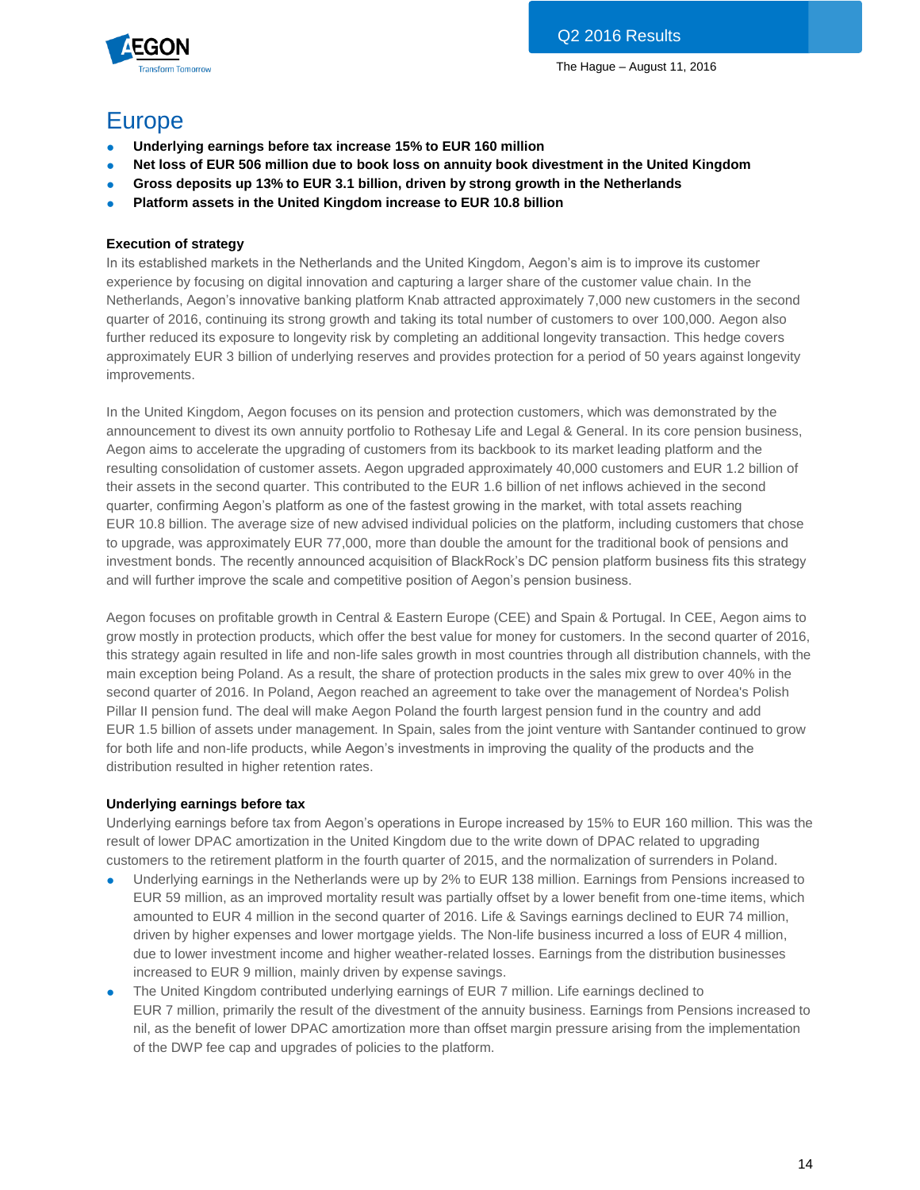# Europe

- **Underlying earnings before tax increase 15% to EUR 160 million**
- **Net loss of EUR 506 million due to book loss on annuity book divestment in the United Kingdom**
- **Gross deposits up 13% to EUR 3.1 billion, driven by strong growth in the Netherlands**
- **Platform assets in the United Kingdom increase to EUR 10.8 billion**

### Execution of strategy

In its established markets in the Netherlands and the United Kingdom, Aegon's aim is to improve its customer experience by focusing on digital innovation and capturing a larger share of the customer value chain. In the Netherlands, Aegon's innovative banking platform Knab attracted approximately 7,000 new customers in the second quarter of 2016, continuing its strong growth and taking its total number of customers to over 100,000. Aegon also further reduced its exposure to longevity risk by completing an additional longevity transaction. This hedge covers approximately EUR 3 billion of underlying reserves and provides protection for a period of 50 years against longevity improvements.

In the United Kingdom, Aegon focuses on its pension and protection customers, which was demonstrated by the announcement to divest its own annuity portfolio to Rothesay Life and Legal & General. In its core pension business, Aegon aims to accelerate the upgrading of customers from its backbook to its market leading platform and the resulting consolidation of customer assets. Aegon upgraded approximately 40,000 customers and EUR 1.2 billion of their assets in the second quarter. This contributed to the EUR 1.6 billion of net inflows achieved in the second quarter, confirming Aegon's platform as one of the fastest growing in the market, with total assets reaching EUR 10.8 billion. The average size of new advised individual policies on the platform, including customers that chose to upgrade, was approximately EUR 77,000, more than double the amount for the traditional book of pensions and investment bonds. The recently announced acquisition of BlackRock's DC pension platform business fits this strategy and will further improve the scale and competitive position of Aegon's pension business.

Aegon focuses on profitable growth in Central & Eastern Europe (CEE) and Spain & Portugal. In CEE, Aegon aims to grow mostly in protection products, which offer the best value for money for customers. In the second quarter of 2016, this strategy again resulted in life and non-life sales growth in most countries through all distribution channels, with the main exception being Poland. As a result, the share of protection products in the sales mix grew to over 40% in the second quarter of 2016. In Poland, Aegon reached an agreement to take over the management of Nordea's Polish Pillar II pension fund. The deal will make Aegon Poland the fourth largest pension fund in the country and add EUR 1.5 billion of assets under management. In Spain, sales from the joint venture with Santander continued to grow for both life and non-life products, while Aegon's investments in improving the quality of the products and the distribution resulted in higher retention rates.

### Underlying earnings before tax

Underlying earnings before tax from Aegon's operations in Europe increased by 15% to EUR 160 million. This was the result of lower DPAC amortization in the United Kingdom due to the write down of DPAC related to upgrading customers to the retirement platform in the fourth quarter of 2015, and the normalization of surrenders in Poland.

- Underlying earnings in the Netherlands were up by 2% to EUR 138 million. Earnings from Pensions increased to EUR 59 million, as an improved mortality result was partially offset by a lower benefit from one-time items, which amounted to EUR 4 million in the second quarter of 2016. Life & Savings earnings declined to EUR 74 million, driven by higher expenses and lower mortgage yields. The Non-life business incurred a loss of EUR 4 million, due to lower investment income and higher weather-related losses. Earnings from the distribution businesses increased to EUR 9 million, mainly driven by expense savings.
- The United Kingdom contributed underlying earnings of EUR 7 million. Life earnings declined to EUR 7 million, primarily the result of the divestment of the annuity business. Earnings from Pensions increased to nil, as the benefit of lower DPAC amortization more than offset margin pressure arising from the implementation of the DWP fee cap and upgrades of policies to the platform.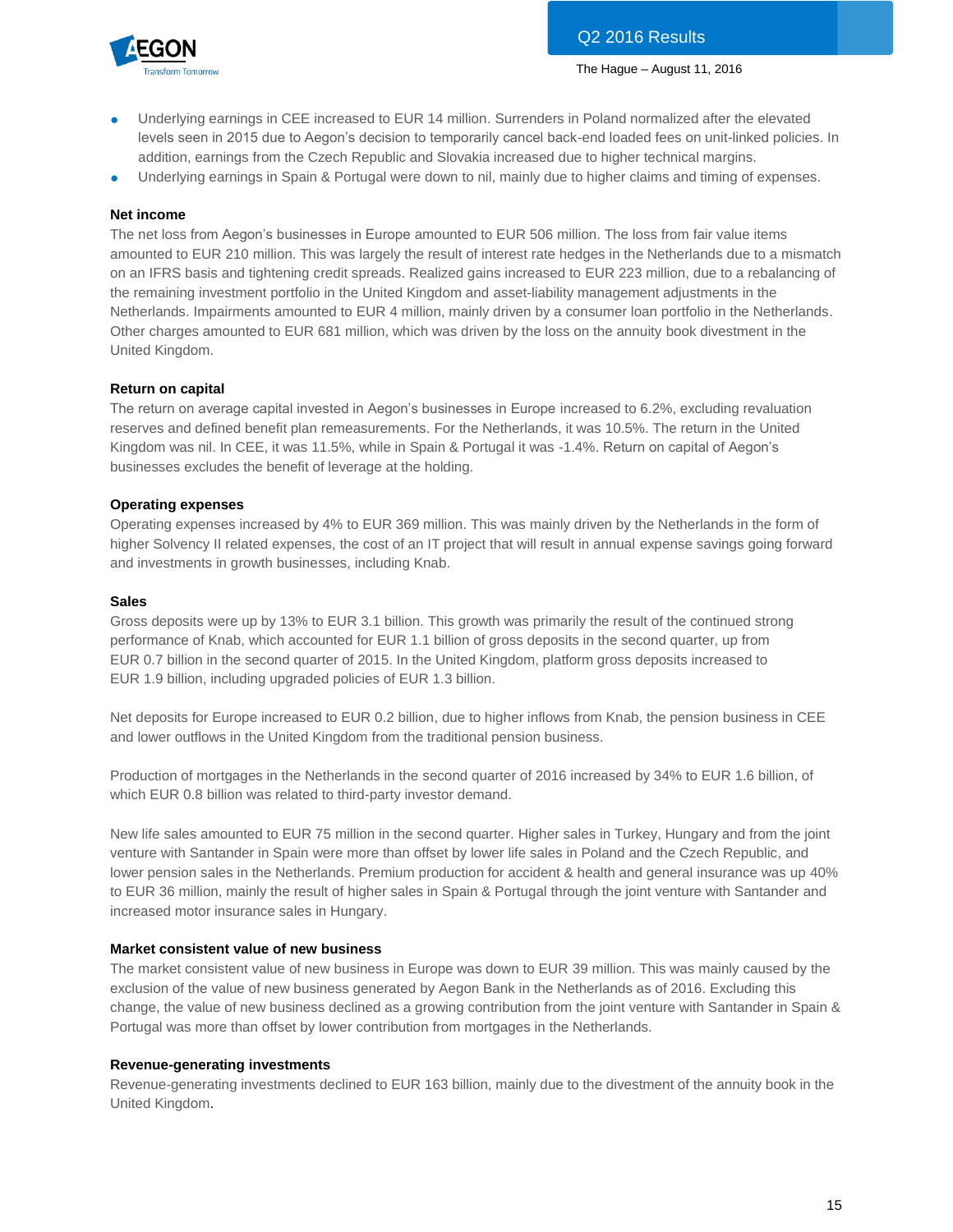- Underlying earnings in CEE increased to EUR 14 million. Surrenders in Poland normalized after the elevated levels seen in 2015 due to Aegon's decision to temporarily cancel back-end loaded fees on unit-linked policies. In addition, earnings from the Czech Republic and Slovakia increased due to higher technical margins.
- Underlying earnings in Spain & Portugal were down to nil, mainly due to higher claims and timing of expenses.

**Net income**

The net loss from Aegon's businesses in Europe amounted to EUR 506 million. The loss from fair value items amounted to EUR 210 million. This was largely the result of interest rate hedges in the Netherlands due to a mismatch on an IFRS basis and tightening credit spreads. Realized gains increased to EUR 223 million, due to a rebalancing of the remaining investment portfolio in the United Kingdom and asset-liability management adjustments in the Netherlands. Impairments amounted to EUR 4 million, mainly driven by a consumer loan portfolio in the Netherlands. Other charges amounted to EUR 681 million, which was driven by the loss on the annuity book divestment in the United Kingdom.

**Return on capital**

The return on average capital invested in Aegon's businesses in Europe increased to 6.2%, excluding revaluation reserves and defined benefit plan remeasurements. For the Netherlands, it was 10.5%. The return in the United Kingdom was nil. In CEE, it was 11.5%, while in Spain & Portugal it was -1.4%. Return on capital of Aegon's businesses excludes the benefit of leverage at the holding.

**Operating expenses**

Operating expenses increased by 4% to EUR 369 million. This was mainly driven by the Netherlands in the form of higher Solvency II related expenses, the cost of an IT project that will result in annual expense savings going forward and investments in growth businesses, including Knab.

**Sales**

Gross deposits were up by 13% to EUR 3.1 billion. This growth was primarily the result of the continued strong performance of Knab, which accounted for EUR 1.1 billion of gross deposits in the second quarter, up from EUR 0.7 billion in the second quarter of 2015. In the United Kingdom, platform gross deposits increased to EUR 1.9 billion, including upgraded policies of EUR 1.3 billion.

Net deposits for Europe increased to EUR 0.2 billion, due to higher inflows from Knab, the pension business in CEE and lower outflows in the United Kingdom from the traditional pension business.

Production of mortgages in the Netherlands in the second quarter of 2016 increased by 34% to EUR 1.6 billion, of which EUR 0.8 billion was related to third-party investor demand.

New life sales amounted to EUR 75 million in the second quarter. Higher sales in Turkey, Hungary and from the joint venture with Santander in Spain were more than offset by lower life sales in Poland and the Czech Republic, and lower pension sales in the Netherlands. Premium production for accident & health and general insurance was up 40% to EUR 36 million, mainly the result of higher sales in Spain & Portugal through the joint venture with Santander and increased motor insurance sales in Hungary.

**Market consistent value of new business**

The market consistent value of new business in Europe was down to EUR 39 million. This was mainly caused by the exclusion of the value of new business generated by Aegon Bank in the Netherlands as of 2016. Excluding this change, the value of new business declined as a growing contribution from the joint venture with Santander in Spain & Portugal was more than offset by lower contribution from mortgages in the Netherlands.

**Revenue-generating investments**

Revenue-generating investments declined to EUR 163 billion, mainly due to the divestment of the annuity book in the United Kingdom.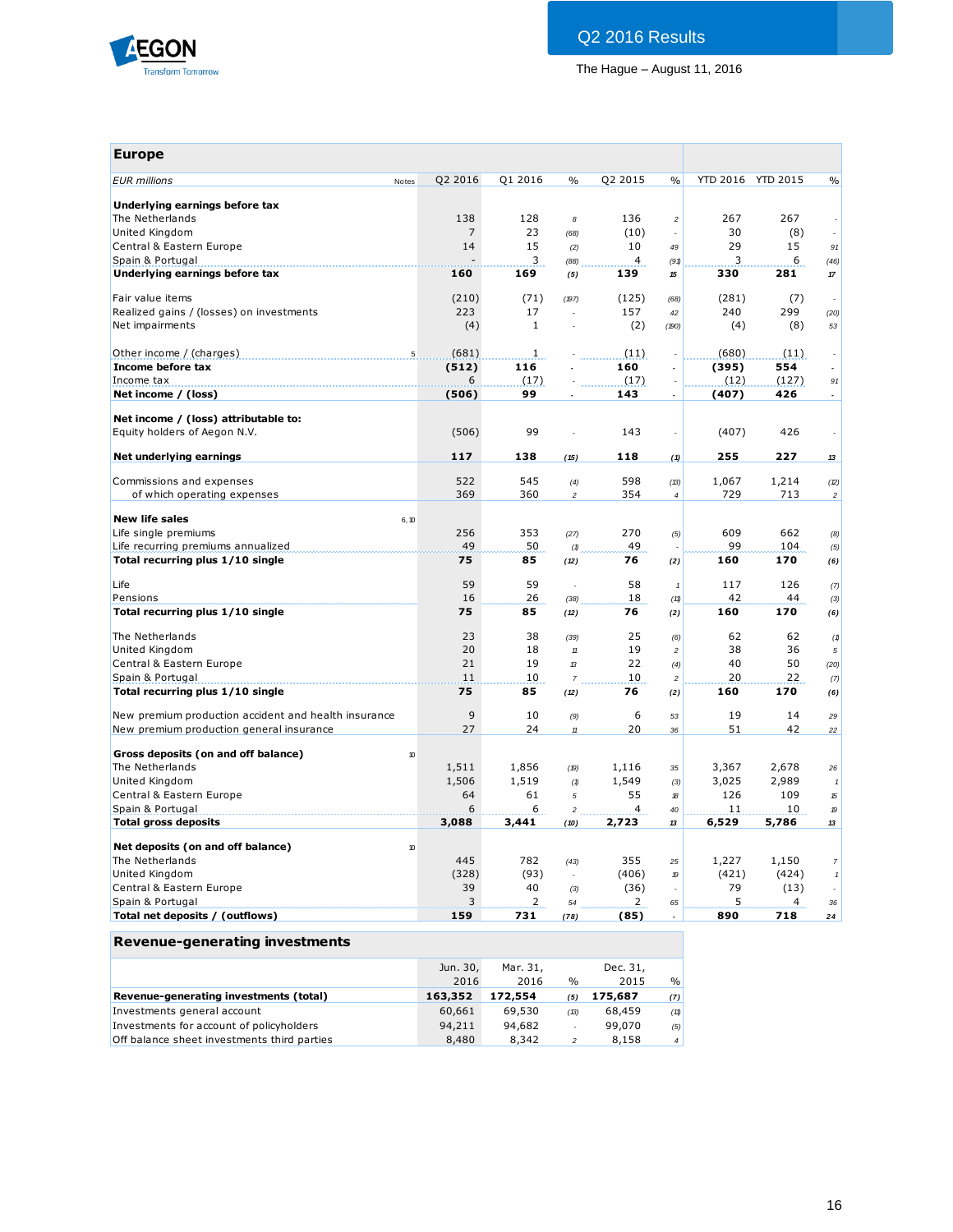## Europe

| EUR millions | Notes | Q2 2016 | Q1 2016 | % | Q2 2015 | % | YTD 2016 | YTD 2015 | % |
|---|---|---|---|---|---|---|---|---|---|
| **Underlying earnings before tax** | | | | | | | | | |
| The Netherlands | | 138 | 128 | 8 | 136 | 2 | 267 | 267 | - |
| United Kingdom | | 7 | 23 | (68) | (10) | - | 30 | (8) | - |
| Central & Eastern Europe | | 14 | 15 | (2) | 10 | 49 | 29 | 15 | 91 |
| Spain & Portugal | | - | 3 | (88) | 4 | (91) | 3 | 6 | (46) |
| **Underlying earnings before tax** | | **160** | **169** | **(5)** | **139** | **15** | **330** | **281** | **17** |
| Fair value items | | (210) | (71) | (197) | (125) | (68) | (281) | (7) | - |
| Realized gains / (losses) on investments | | 223 | 17 | - | 157 | 42 | 240 | 299 | (20) |
| Net impairments | | (4) | 1 | - | (2) | (190) | (4) | (8) | 53 |
| Other income / (charges) | 5 | (681) | 1 | - | (11) | - | (680) | (11) | - |
| **Income before tax** | | **(512)** | **116** | **-** | **160** | **-** | **(395)** | **554** | **-** |
| Income tax | | 6 | (17) | - | (17) | - | (12) | (127) | 91 |
| **Net income / (loss)** | | **(506)** | **99** | **-** | **143** | **-** | **(407)** | **426** | **-** |
| **Net income / (loss) attributable to:** | | | | | | | | | |
| Equity holders of Aegon N.V. | | (506) | 99 | - | 143 | - | (407) | 426 | - |
| **Net underlying earnings** | | **117** | **138** | **(15)** | **118** | **(1)** | **255** | **227** | **13** |
| Commissions and expenses | | 522 | 545 | (4) | 598 | (13) | 1,067 | 1,214 | (12) |
| of which operating expenses | | 369 | 360 | 2 | 354 | 4 | 729 | 713 | 2 |
| **New life sales** | 6, 10 | | | | | | | | |
| Life single premiums | | 256 | 353 | (27) | 270 | (5) | 609 | 662 | (8) |
| Life recurring premiums annualized | | 49 | 50 | (1) | 49 | - | 99 | 104 | (5) |
| **Total recurring plus 1/10 single** | | **75** | **85** | **(12)** | **76** | **(2)** | **160** | **170** | **(6)** |
| Life | | 59 | 59 | - | 58 | 1 | 117 | 126 | (7) |
| Pensions | | 16 | 26 | (38) | 18 | (11) | 42 | 44 | (3) |
| **Total recurring plus 1/10 single** | | **75** | **85** | **(12)** | **76** | **(2)** | **160** | **170** | **(6)** |
| The Netherlands | | 23 | 38 | (39) | 25 | (6) | 62 | 62 | (1) |
| United Kingdom | | 20 | 18 | 11 | 19 | 2 | 38 | 36 | 5 |
| Central & Eastern Europe | | 21 | 19 | 13 | 22 | (4) | 40 | 50 | (20) |
| Spain & Portugal | | 11 | 10 | 7 | 10 | 2 | 20 | 22 | (7) |
| **Total recurring plus 1/10 single** | | **75** | **85** | **(12)** | **76** | **(2)** | **160** | **170** | **(6)** |
| New premium production accident and health insurance | | 9 | 10 | (9) | 6 | 53 | 19 | 14 | 29 |
| New premium production general insurance | | 27 | 24 | 11 | 20 | 36 | 51 | 42 | 22 |
| **Gross deposits (on and off balance)** | 10 | | | | | | | | |
| The Netherlands | | 1,511 | 1,856 | (19) | 1,116 | 35 | 3,367 | 2,678 | 26 |
| United Kingdom | | 1,506 | 1,519 | (1) | 1,549 | (3) | 3,025 | 2,989 | 1 |
| Central & Eastern Europe | | 64 | 61 | 5 | 55 | 18 | 126 | 109 | 15 |
| Spain & Portugal | | 6 | 6 | 2 | 4 | 40 | 11 | 10 | 19 |
| **Total gross deposits** | | **3,088** | **3,441** | **(10)** | **2,723** | **13** | **6,529** | **5,786** | **13** |
| **Net deposits (on and off balance)** | 10 | | | | | | | | |
| The Netherlands | | 445 | 782 | (43) | 355 | 25 | 1,227 | 1,150 | 7 |
| United Kingdom | | (328) | (93) | - | (406) | 19 | (421) | (424) | 1 |
| Central & Eastern Europe | | 39 | 40 | (3) | (36) | - | 79 | (13) | - |
| Spain & Portugal | | 3 | 2 | 54 | 2 | 65 | 5 | 4 | 36 |
| **Total net deposits / (outflows)** | | **159** | **731** | **(78)** | **(85)** | **-** | **890** | **718** | **24** |

## Revenue-generating investments

| | Jun. 30, 2016 | Mar. 31, 2016 | % | Dec. 31, 2015 | % |
|---|---|---|---|---|---|
| **Revenue-generating investments (total)** | **163,352** | **172,554** | **(5)** | **175,687** | **(7)** |
| Investments general account | 60,661 | 69,530 | (13) | 68,459 | (11) |
| Investments for account of policyholders | 94,211 | 94,682 | - | 99,070 | (5) |
| Off balance sheet investments third parties | 8,480 | 8,342 | 2 | 8,158 | 4 |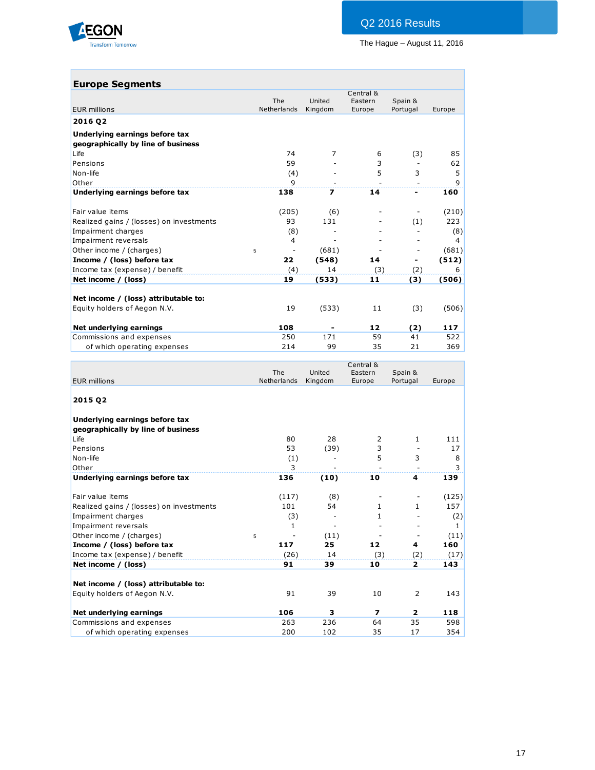## Europe Segments

| EUR millions | | The Netherlands | United Kingdom | Central & Eastern Europe | Spain & Portugal | Europe |
|---|---|---|---|---|---|---|
| **2016 Q2** | | | | | | |
| **Underlying earnings before tax geographically by line of business** | | | | | | |
| Life | | 74 | 7 | 6 | (3) | 85 |
| Pensions | | 59 | - | 3 | - | 62 |
| Non-life | | (4) | - | 5 | 3 | 5 |
| Other | | 9 | - | - | - | 9 |
| **Underlying earnings before tax** | | **138** | **7** | **14** | **-** | **160** |
| | | | | | | |
| Fair value items | | (205) | (6) | - | - | (210) |
| Realized gains / (losses) on investments | | 93 | 131 | - | (1) | 223 |
| Impairment charges | | (8) | - | - | - | (8) |
| Impairment reversals | | 4 | - | - | - | 4 |
| Other income / (charges) | 5 | - | (681) | - | - | (681) |
| **Income / (loss) before tax** | | **22** | **(548)** | **14** | **-** | **(512)** |
| Income tax (expense) / benefit | | (4) | 14 | (3) | (2) | 6 |
| **Net income / (loss)** | | **19** | **(533)** | **11** | **(3)** | **(506)** |
| | | | | | | |
| **Net income / (loss) attributable to:** | | | | | | |
| Equity holders of Aegon N.V. | | 19 | (533) | 11 | (3) | (506) |
| | | | | | | |
| **Net underlying earnings** | | **108** | **-** | **12** | **(2)** | **117** |
| Commissions and expenses | | 250 | 171 | 59 | 41 | 522 |
| of which operating expenses | | 214 | 99 | 35 | 21 | 369 |

| EUR millions | | The Netherlands | United Kingdom | Central & Eastern Europe | Spain & Portugal | Europe |
|---|---|---|---|---|---|---|
| **2015 Q2** | | | | | | |
| **Underlying earnings before tax geographically by line of business** | | | | | | |
| Life | | 80 | 28 | 2 | 1 | 111 |
| Pensions | | 53 | (39) | 3 | - | 17 |
| Non-life | | (1) | - | 5 | 3 | 8 |
| Other | | 3 | - | - | - | 3 |
| **Underlying earnings before tax** | | **136** | **(10)** | **10** | **4** | **139** |
| | | | | | | |
| Fair value items | | (117) | (8) | - | - | (125) |
| Realized gains / (losses) on investments | | 101 | 54 | 1 | 1 | 157 |
| Impairment charges | | (3) | - | 1 | - | (2) |
| Impairment reversals | | 1 | - | - | - | 1 |
| Other income / (charges) | 5 | - | (11) | - | - | (11) |
| **Income / (loss) before tax** | | **117** | **25** | **12** | **4** | **160** |
| Income tax (expense) / benefit | | (26) | 14 | (3) | (2) | (17) |
| **Net income / (loss)** | | **91** | **39** | **10** | **2** | **143** |
| | | | | | | |
| **Net income / (loss) attributable to:** | | | | | | |
| Equity holders of Aegon N.V. | | 91 | 39 | 10 | 2 | 143 |
| | | | | | | |
| **Net underlying earnings** | | **106** | **3** | **7** | **2** | **118** |
| Commissions and expenses | | 263 | 236 | 64 | 35 | 598 |
| of which operating expenses | | 200 | 102 | 35 | 17 | 354 |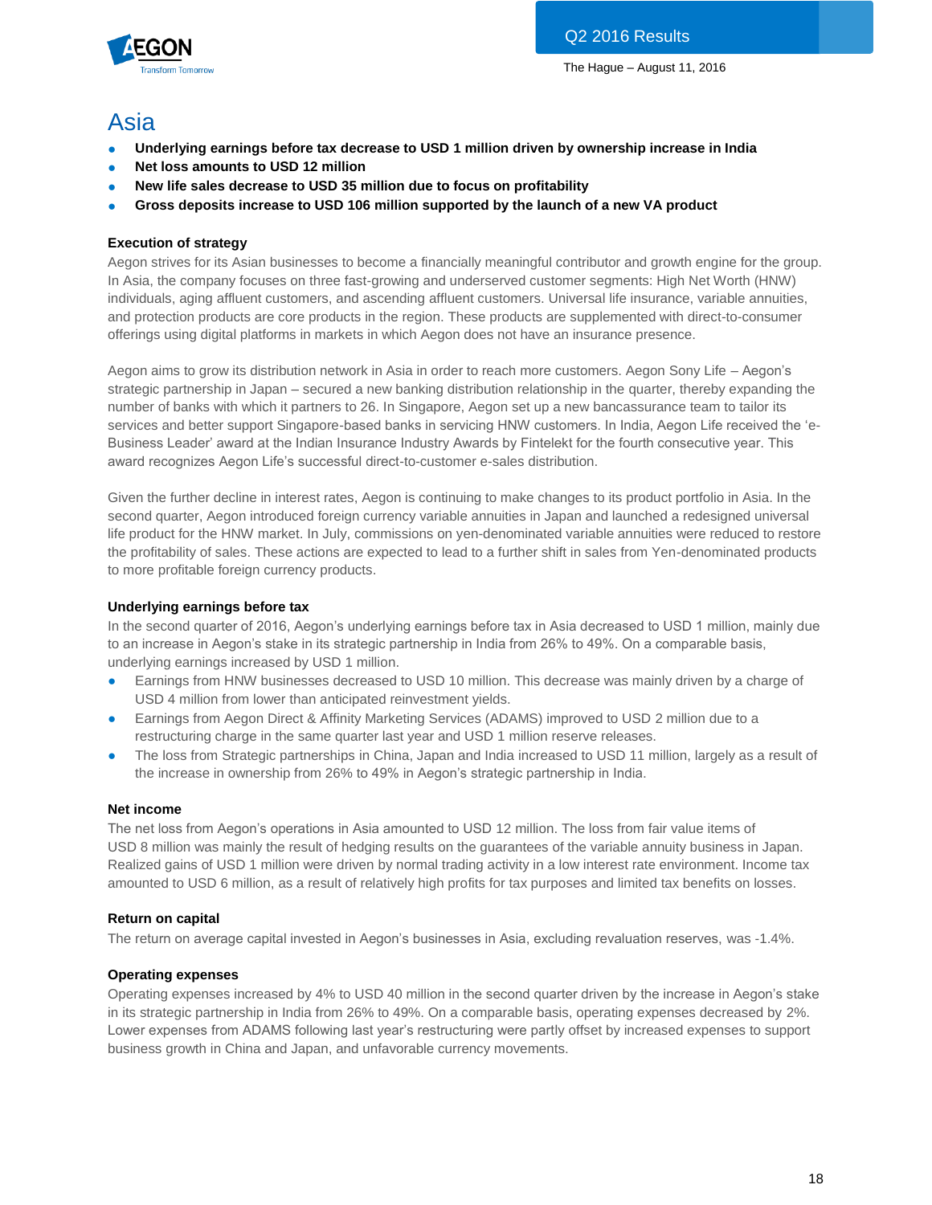# Asia

- **Underlying earnings before tax decrease to USD 1 million driven by ownership increase in India**
- **Net loss amounts to USD 12 million**
- **New life sales decrease to USD 35 million due to focus on profitability**
- **Gross deposits increase to USD 106 million supported by the launch of a new VA product**

### Execution of strategy

Aegon strives for its Asian businesses to become a financially meaningful contributor and growth engine for the group. In Asia, the company focuses on three fast-growing and underserved customer segments: High Net Worth (HNW) individuals, aging affluent customers, and ascending affluent customers. Universal life insurance, variable annuities, and protection products are core products in the region. These products are supplemented with direct-to-consumer offerings using digital platforms in markets in which Aegon does not have an insurance presence.

Aegon aims to grow its distribution network in Asia in order to reach more customers. Aegon Sony Life – Aegon's strategic partnership in Japan – secured a new banking distribution relationship in the quarter, thereby expanding the number of banks with which it partners to 26. In Singapore, Aegon set up a new bancassurance team to tailor its services and better support Singapore-based banks in servicing HNW customers. In India, Aegon Life received the 'e-Business Leader' award at the Indian Insurance Industry Awards by Fintelekt for the fourth consecutive year. This award recognizes Aegon Life's successful direct-to-customer e-sales distribution.

Given the further decline in interest rates, Aegon is continuing to make changes to its product portfolio in Asia. In the second quarter, Aegon introduced foreign currency variable annuities in Japan and launched a redesigned universal life product for the HNW market. In July, commissions on yen-denominated variable annuities were reduced to restore the profitability of sales. These actions are expected to lead to a further shift in sales from Yen-denominated products to more profitable foreign currency products.

### Underlying earnings before tax

In the second quarter of 2016, Aegon's underlying earnings before tax in Asia decreased to USD 1 million, mainly due to an increase in Aegon's stake in its strategic partnership in India from 26% to 49%. On a comparable basis, underlying earnings increased by USD 1 million.

- Earnings from HNW businesses decreased to USD 10 million. This decrease was mainly driven by a charge of USD 4 million from lower than anticipated reinvestment yields.
- Earnings from Aegon Direct & Affinity Marketing Services (ADAMS) improved to USD 2 million due to a restructuring charge in the same quarter last year and USD 1 million reserve releases.
- The loss from Strategic partnerships in China, Japan and India increased to USD 11 million, largely as a result of the increase in ownership from 26% to 49% in Aegon's strategic partnership in India.

### Net income

The net loss from Aegon's operations in Asia amounted to USD 12 million. The loss from fair value items of USD 8 million was mainly the result of hedging results on the guarantees of the variable annuity business in Japan. Realized gains of USD 1 million were driven by normal trading activity in a low interest rate environment. Income tax amounted to USD 6 million, as a result of relatively high profits for tax purposes and limited tax benefits on losses.

### Return on capital

The return on average capital invested in Aegon's businesses in Asia, excluding revaluation reserves, was -1.4%.

### Operating expenses

Operating expenses increased by 4% to USD 40 million in the second quarter driven by the increase in Aegon's stake in its strategic partnership in India from 26% to 49%. On a comparable basis, operating expenses decreased by 2%. Lower expenses from ADAMS following last year's restructuring were partly offset by increased expenses to support business growth in China and Japan, and unfavorable currency movements.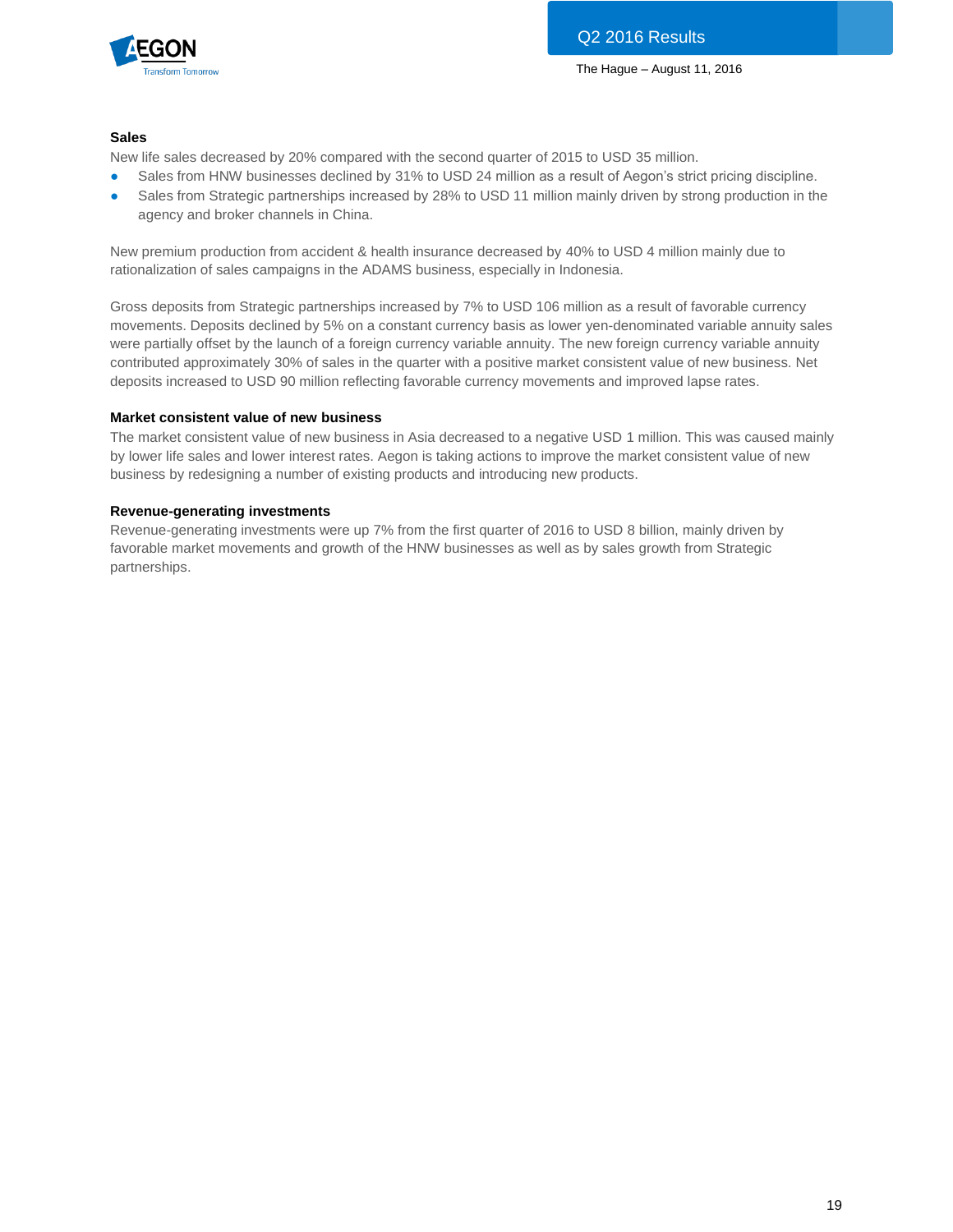### Sales

New life sales decreased by 20% compared with the second quarter of 2015 to USD 35 million.

- Sales from HNW businesses declined by 31% to USD 24 million as a result of Aegon's strict pricing discipline.
- Sales from Strategic partnerships increased by 28% to USD 11 million mainly driven by strong production in the agency and broker channels in China.

New premium production from accident & health insurance decreased by 40% to USD 4 million mainly due to rationalization of sales campaigns in the ADAMS business, especially in Indonesia.

Gross deposits from Strategic partnerships increased by 7% to USD 106 million as a result of favorable currency movements. Deposits declined by 5% on a constant currency basis as lower yen-denominated variable annuity sales were partially offset by the launch of a foreign currency variable annuity. The new foreign currency variable annuity contributed approximately 30% of sales in the quarter with a positive market consistent value of new business. Net deposits increased to USD 90 million reflecting favorable currency movements and improved lapse rates.

### Market consistent value of new business

The market consistent value of new business in Asia decreased to a negative USD 1 million. This was caused mainly by lower life sales and lower interest rates. Aegon is taking actions to improve the market consistent value of new business by redesigning a number of existing products and introducing new products.

### Revenue-generating investments

Revenue-generating investments were up 7% from the first quarter of 2016 to USD 8 billion, mainly driven by favorable market movements and growth of the HNW businesses as well as by sales growth from Strategic partnerships.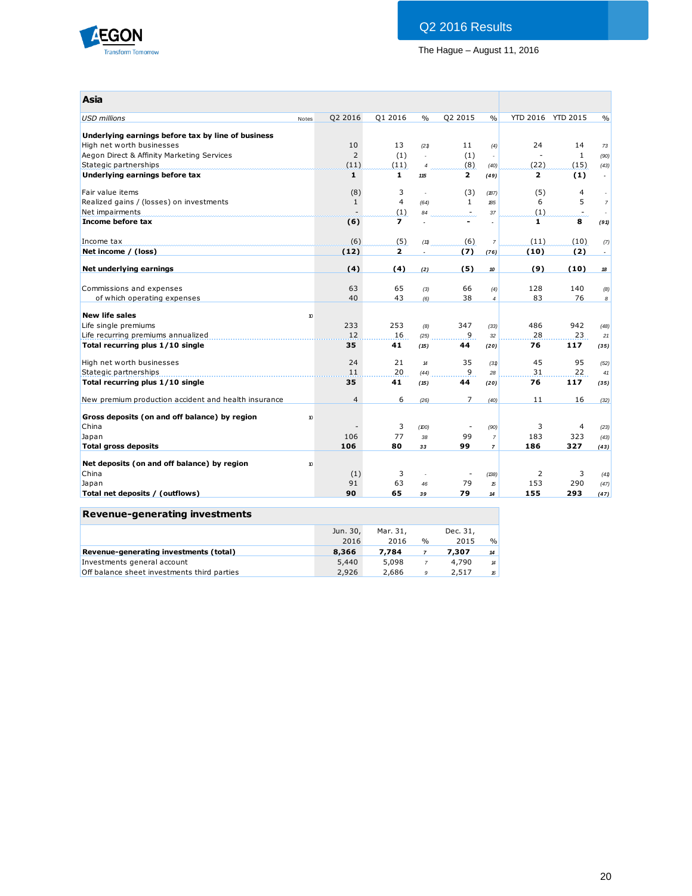## Asia

| USD millions | Notes | Q2 2016 | Q1 2016 | % | Q2 2015 | % | YTD 2016 | YTD 2015 | % |
|---|---|---|---|---|---|---|---|---|---|
| **Underlying earnings before tax by line of business** | | | | | | | | | |
| High net worth businesses | | 10 | 13 | (21) | 11 | (4) | 24 | 14 | 73 |
| Aegon Direct & Affinity Marketing Services | | 2 | (1) | - | (1) | - | - | 1 | (90) |
| Stategic partnerships | | (11) | (11) | 4 | (8) | (40) | (22) | (15) | (43) |
| **Underlying earnings before tax** | | **1** | **1** | **115** | **2** | **(49)** | **2** | **(1)** | **-** |
| | | | | | | | | | |
| Fair value items | | (8) | 3 | - | (3) | (187) | (5) | 4 | - |
| Realized gains / (losses) on investments | | 1 | 4 | (64) | 1 | 185 | 6 | 5 | 7 |
| Net impairments | | - | (1) | 84 | - | 37 | (1) | - | - |
| **Income before tax** | | **(6)** | **7** | **-** | **-** | **-** | **1** | **8** | **(91)** |
| | | | | | | | | | |
| Income tax | | (6) | (5) | (11) | (6) | 7 | (11) | (10) | (7) |
| **Net income / (loss)** | | **(12)** | **2** | **-** | **(7)** | **(76)** | **(10)** | **(2)** | **-** |
| | | | | | | | | | |
| **Net underlying earnings** | | **(4)** | **(4)** | **(2)** | **(5)** | **10** | **(9)** | **(10)** | **18** |
| | | | | | | | | | |
| Commissions and expenses | | 63 | 65 | (3) | 66 | (4) | 128 | 140 | (8) |
| of which operating expenses | | 40 | 43 | (6) | 38 | 4 | 83 | 76 | 8 |
| | | | | | | | | | |
| **New life sales** | 10 | | | | | | | | |
| Life single premiums | | 233 | 253 | (8) | 347 | (33) | 486 | 942 | (48) |
| Life recurring premiums annualized | | 12 | 16 | (25) | 9 | 32 | 28 | 23 | 21 |
| **Total recurring plus 1/10 single** | | **35** | **41** | **(15)** | **44** | **(20)** | **76** | **117** | **(35)** |
| | | | | | | | | | |
| High net worth businesses | | 24 | 21 | 14 | 35 | (31) | 45 | 95 | (52) |
| Stategic partnerships | | 11 | 20 | (44) | 9 | 28 | 31 | 22 | 41 |
| **Total recurring plus 1/10 single** | | **35** | **41** | **(15)** | **44** | **(20)** | **76** | **117** | **(35)** |
| | | | | | | | | | |
| New premium production accident and health insurance | | 4 | 6 | (26) | 7 | (40) | 11 | 16 | (32) |
| | | | | | | | | | |
| **Gross deposits (on and off balance) by region** | 10 | | | | | | | | |
| China | | - | 3 | (100) | - | (90) | 3 | 4 | (23) |
| Japan | | 106 | 77 | 38 | 99 | 7 | 183 | 323 | (43) |
| **Total gross deposits** | | **106** | **80** | **33** | **99** | **7** | **186** | **327** | **(43)** |
| | | | | | | | | | |
| **Net deposits (on and off balance) by region** | 10 | | | | | | | | |
| China | | (1) | 3 | - | - | (138) | 2 | 3 | (41) |
| Japan | | 91 | 63 | 46 | 79 | 15 | 153 | 290 | (47) |
| **Total net deposits / (outflows)** | | **90** | **65** | **39** | **79** | **14** | **155** | **293** | **(47)** |

## Revenue-generating investments

| | Jun. 30, 2016 | Mar. 31, 2016 | % | Dec. 31, 2015 | % |
|---|---|---|---|---|---|
| **Revenue-generating investments (total)** | **8,366** | **7,784** | **7** | **7,307** | **14** |
| Investments general account | 5,440 | 5,098 | 7 | 4,790 | 14 |
| Off balance sheet investments third parties | 2,926 | 2,686 | 9 | 2,517 | 16 |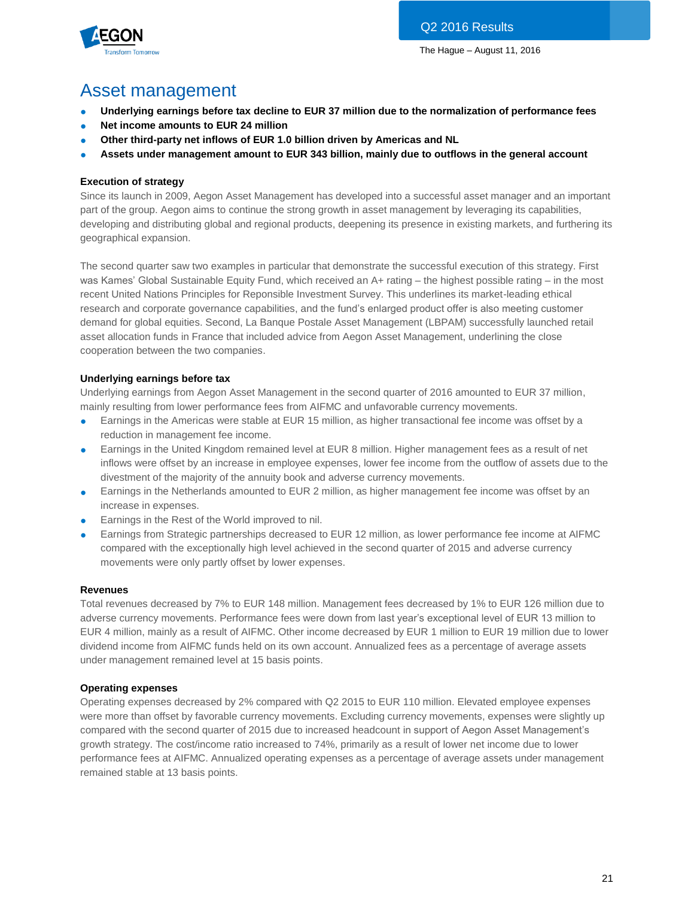# Asset management

- **Underlying earnings before tax decline to EUR 37 million due to the normalization of performance fees**
- **Net income amounts to EUR 24 million**
- **Other third-party net inflows of EUR 1.0 billion driven by Americas and NL**
- **Assets under management amount to EUR 343 billion, mainly due to outflows in the general account**

**Execution of strategy**

Since its launch in 2009, Aegon Asset Management has developed into a successful asset manager and an important part of the group. Aegon aims to continue the strong growth in asset management by leveraging its capabilities, developing and distributing global and regional products, deepening its presence in existing markets, and furthering its geographical expansion.

The second quarter saw two examples in particular that demonstrate the successful execution of this strategy. First was Kames' Global Sustainable Equity Fund, which received an A+ rating – the highest possible rating – in the most recent United Nations Principles for Reponsible Investment Survey. This underlines its market-leading ethical research and corporate governance capabilities, and the fund's enlarged product offer is also meeting customer demand for global equities. Second, La Banque Postale Asset Management (LBPAM) successfully launched retail asset allocation funds in France that included advice from Aegon Asset Management, underlining the close cooperation between the two companies.

**Underlying earnings before tax**

Underlying earnings from Aegon Asset Management in the second quarter of 2016 amounted to EUR 37 million, mainly resulting from lower performance fees from AIFMC and unfavorable currency movements.

- Earnings in the Americas were stable at EUR 15 million, as higher transactional fee income was offset by a reduction in management fee income.
- Earnings in the United Kingdom remained level at EUR 8 million. Higher management fees as a result of net inflows were offset by an increase in employee expenses, lower fee income from the outflow of assets due to the divestment of the majority of the annuity book and adverse currency movements.
- Earnings in the Netherlands amounted to EUR 2 million, as higher management fee income was offset by an increase in expenses.
- Earnings in the Rest of the World improved to nil.
- Earnings from Strategic partnerships decreased to EUR 12 million, as lower performance fee income at AIFMC compared with the exceptionally high level achieved in the second quarter of 2015 and adverse currency movements were only partly offset by lower expenses.

**Revenues**

Total revenues decreased by 7% to EUR 148 million. Management fees decreased by 1% to EUR 126 million due to adverse currency movements. Performance fees were down from last year's exceptional level of EUR 13 million to EUR 4 million, mainly as a result of AIFMC. Other income decreased by EUR 1 million to EUR 19 million due to lower dividend income from AIFMC funds held on its own account. Annualized fees as a percentage of average assets under management remained level at 15 basis points.

**Operating expenses**

Operating expenses decreased by 2% compared with Q2 2015 to EUR 110 million. Elevated employee expenses were more than offset by favorable currency movements. Excluding currency movements, expenses were slightly up compared with the second quarter of 2015 due to increased headcount in support of Aegon Asset Management's growth strategy. The cost/income ratio increased to 74%, primarily as a result of lower net income due to lower performance fees at AIFMC. Annualized operating expenses as a percentage of average assets under management remained stable at 13 basis points.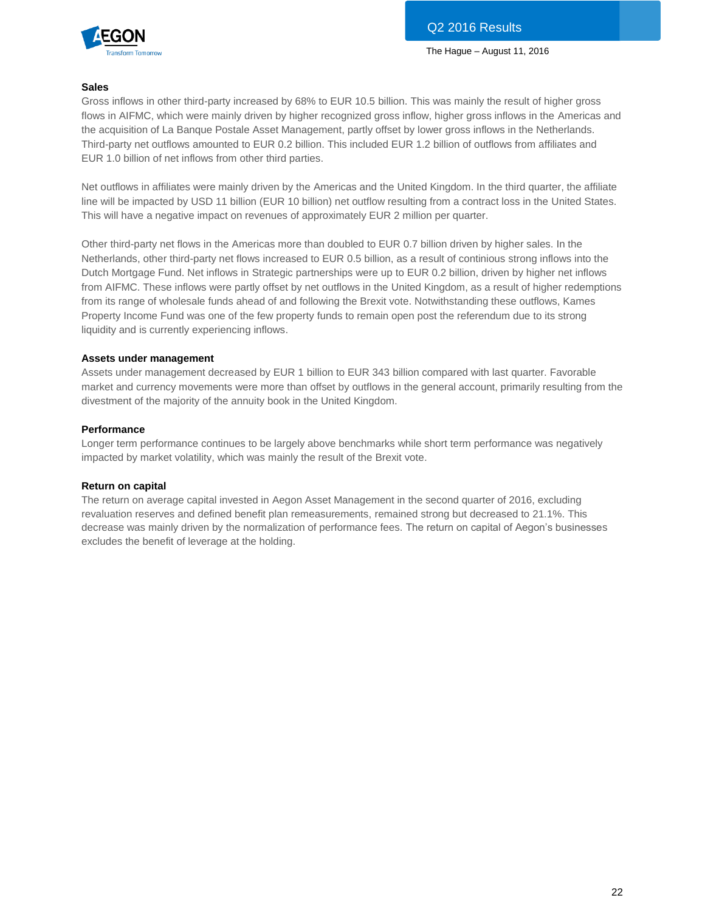**Sales**

Gross inflows in other third-party increased by 68% to EUR 10.5 billion. This was mainly the result of higher gross flows in AIFMC, which were mainly driven by higher recognized gross inflow, higher gross inflows in the Americas and the acquisition of La Banque Postale Asset Management, partly offset by lower gross inflows in the Netherlands. Third-party net outflows amounted to EUR 0.2 billion. This included EUR 1.2 billion of outflows from affiliates and EUR 1.0 billion of net inflows from other third parties.

Net outflows in affiliates were mainly driven by the Americas and the United Kingdom. In the third quarter, the affiliate line will be impacted by USD 11 billion (EUR 10 billion) net outflow resulting from a contract loss in the United States. This will have a negative impact on revenues of approximately EUR 2 million per quarter.

Other third-party net flows in the Americas more than doubled to EUR 0.7 billion driven by higher sales. In the Netherlands, other third-party net flows increased to EUR 0.5 billion, as a result of continious strong inflows into the Dutch Mortgage Fund. Net inflows in Strategic partnerships were up to EUR 0.2 billion, driven by higher net inflows from AIFMC. These inflows were partly offset by net outflows in the United Kingdom, as a result of higher redemptions from its range of wholesale funds ahead of and following the Brexit vote. Notwithstanding these outflows, Kames Property Income Fund was one of the few property funds to remain open post the referendum due to its strong liquidity and is currently experiencing inflows.

**Assets under management**

Assets under management decreased by EUR 1 billion to EUR 343 billion compared with last quarter. Favorable market and currency movements were more than offset by outflows in the general account, primarily resulting from the divestment of the majority of the annuity book in the United Kingdom.

**Performance**

Longer term performance continues to be largely above benchmarks while short term performance was negatively impacted by market volatility, which was mainly the result of the Brexit vote.

**Return on capital**

The return on average capital invested in Aegon Asset Management in the second quarter of 2016, excluding revaluation reserves and defined benefit plan remeasurements, remained strong but decreased to 21.1%. This decrease was mainly driven by the normalization of performance fees. The return on capital of Aegon's businesses excludes the benefit of leverage at the holding.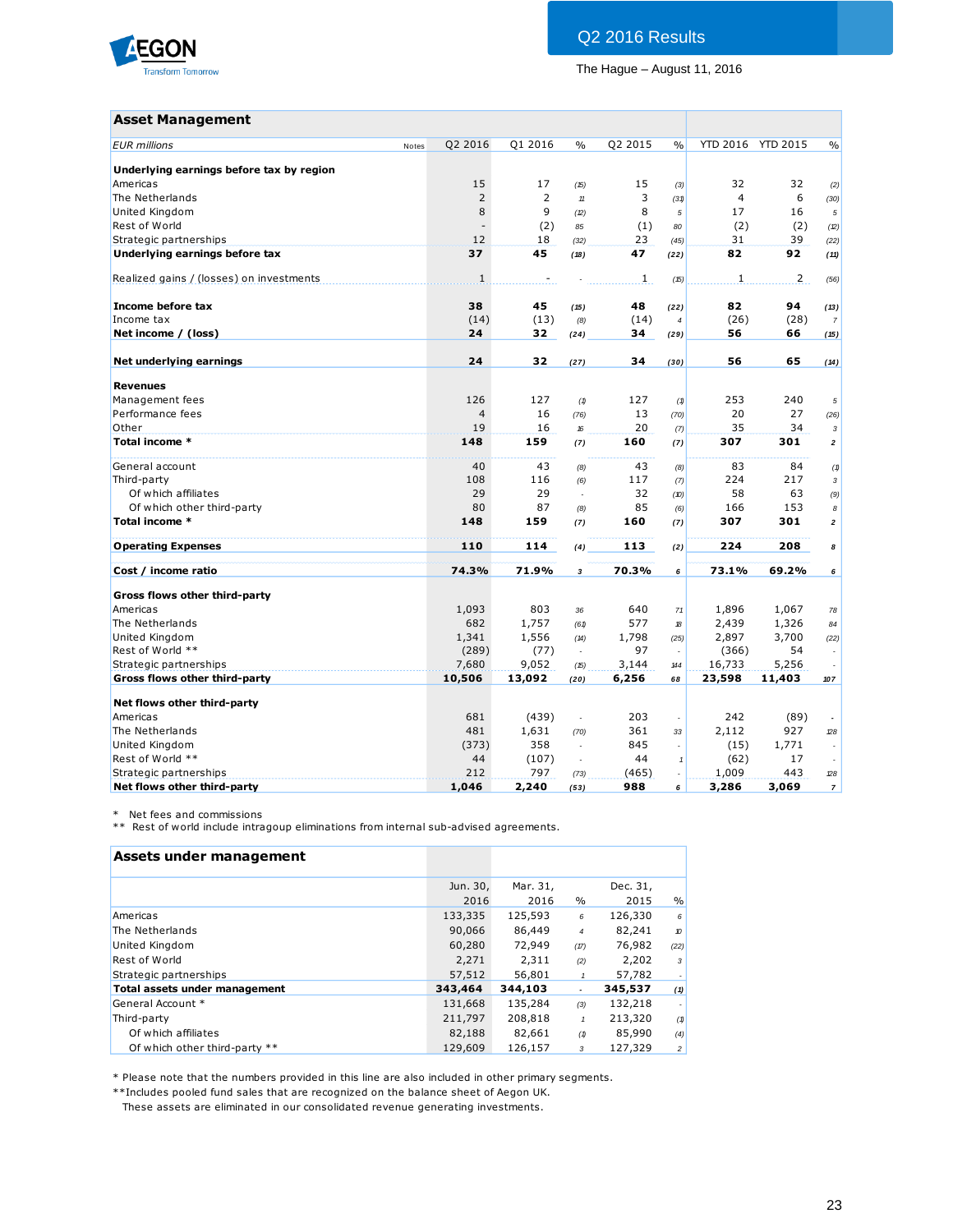## Asset Management

| EUR millions | Notes | Q2 2016 | Q1 2016 | % | Q2 2015 | % | YTD 2016 | YTD 2015 | % |
|---|---|---|---|---|---|---|---|---|---|
| **Underlying earnings before tax by region** | | | | | | | | | |
| Americas | | 15 | 17 | (15) | 15 | (3) | 32 | 32 | (2) |
| The Netherlands | | 2 | 2 | 11 | 3 | (31) | 4 | 6 | (30) |
| United Kingdom | | 8 | 9 | (12) | 8 | 5 | 17 | 16 | 5 |
| Rest of World | | - | (2) | 85 | (1) | 80 | (2) | (2) | (12) |
| Strategic partnerships | | 12 | 18 | (32) | 23 | (45) | 31 | 39 | (22) |
| **Underlying earnings before tax** | | **37** | **45** | **(18)** | **47** | **(22)** | **82** | **92** | **(11)** |
| Realized gains / (losses) on investments | | 1 | - | - | 1 | (15) | 1 | 2 | (56) |
| **Income before tax** | | **38** | **45** | **(15)** | **48** | **(22)** | **82** | **94** | **(13)** |
| Income tax | | (14) | (13) | (8) | (14) | 4 | (26) | (28) | 7 |
| **Net income / (loss)** | | **24** | **32** | **(24)** | **34** | **(29)** | **56** | **66** | **(15)** |
| **Net underlying earnings** | | **24** | **32** | **(27)** | **34** | **(30)** | **56** | **65** | **(14)** |
| **Revenues** | | | | | | | | | |
| Management fees | | 126 | 127 | (1) | 127 | (1) | 253 | 240 | 5 |
| Performance fees | | 4 | 16 | (76) | 13 | (70) | 20 | 27 | (26) |
| Other | | 19 | 16 | 16 | 20 | (7) | 35 | 34 | 3 |
| **Total income *** | | **148** | **159** | **(7)** | **160** | **(7)** | **307** | **301** | **2** |
| General account | | 40 | 43 | (8) | 43 | (8) | 83 | 84 | (1) |
| Third-party | | 108 | 116 | (6) | 117 | (7) | 224 | 217 | 3 |
| Of which affiliates | | 29 | 29 | - | 32 | (10) | 58 | 63 | (9) |
| Of which other third-party | | 80 | 87 | (8) | 85 | (6) | 166 | 153 | 8 |
| **Total income *** | | **148** | **159** | **(7)** | **160** | **(7)** | **307** | **301** | **2** |
| **Operating Expenses** | | **110** | **114** | **(4)** | **113** | **(2)** | **224** | **208** | **8** |
| **Cost / income ratio** | | **74.3%** | **71.9%** | **3** | **70.3%** | **6** | **73.1%** | **69.2%** | **6** |
| **Gross flows other third-party** | | | | | | | | | |
| Americas | | 1,093 | 803 | 36 | 640 | 71 | 1,896 | 1,067 | 78 |
| The Netherlands | | 682 | 1,757 | (61) | 577 | 18 | 2,439 | 1,326 | 84 |
| United Kingdom | | 1,341 | 1,556 | (14) | 1,798 | (25) | 2,897 | 3,700 | (22) |
| Rest of World ** | | (289) | (77) | - | 97 | - | (366) | 54 | - |
| Strategic partnerships | | 7,680 | 9,052 | (15) | 3,144 | 144 | 16,733 | 5,256 | - |
| **Gross flows other third-party** | | **10,506** | **13,092** | **(20)** | **6,256** | **68** | **23,598** | **11,403** | **107** |
| **Net flows other third-party** | | | | | | | | | |
| Americas | | 681 | (439) | - | 203 | - | 242 | (89) | - |
| The Netherlands | | 481 | 1,631 | (70) | 361 | 33 | 2,112 | 927 | 128 |
| United Kingdom | | (373) | 358 | - | 845 | - | (15) | 1,771 | - |
| Rest of World ** | | 44 | (107) | - | 44 | 1 | (62) | 17 | - |
| Strategic partnerships | | 212 | 797 | (73) | (465) | - | 1,009 | 443 | 128 |
| **Net flows other third-party** | | **1,046** | **2,240** | **(53)** | **988** | **6** | **3,286** | **3,069** | **7** |

\* Net fees and commissions
** Rest of world include intragoup eliminations from internal sub-advised agreements.

## Assets under management

| | Jun. 30, 2016 | Mar. 31, 2016 | % | Dec. 31, 2015 | % |
|---|---|---|---|---|---|
| Americas | 133,335 | 125,593 | 6 | 126,330 | 6 |
| The Netherlands | 90,066 | 86,449 | 4 | 82,241 | 10 |
| United Kingdom | 60,280 | 72,949 | (17) | 76,982 | (22) |
| Rest of World | 2,271 | 2,311 | (2) | 2,202 | 3 |
| Strategic partnerships | 57,512 | 56,801 | 1 | 57,782 | - |
| **Total assets under management** | **343,464** | **344,103** | **-** | **345,537** | **(1)** |
| General Account * | 131,668 | 135,284 | (3) | 132,218 | - |
| Third-party | 211,797 | 208,818 | 1 | 213,320 | (1) |
| Of which affiliates | 82,188 | 82,661 | (1) | 85,990 | (4) |
| Of which other third-party ** | 129,609 | 126,157 | 3 | 127,329 | 2 |

\* Please note that the numbers provided in this line are also included in other primary segments.
**Includes pooled fund sales that are recognized on the balance sheet of Aegon UK.
These assets are eliminated in our consolidated revenue generating investments.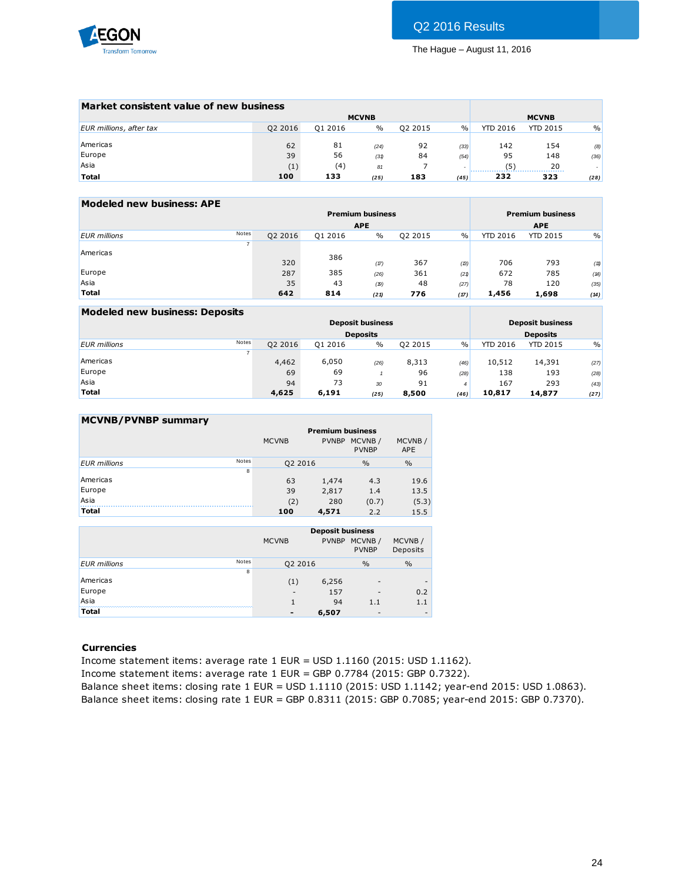## Market consistent value of new business

| EUR millions, after tax | MCVNB | | | | | MCVNB | | |
|---|---|---|---|---|---|---|---|---|
| | Q2 2016 | Q1 2016 | % | Q2 2015 | % | YTD 2016 | YTD 2015 | % |
| Americas | 62 | 81 | (24) | 92 | (33) | 142 | 154 | (8) |
| Europe | 39 | 56 | (31) | 84 | (54) | 95 | 148 | (36) |
| Asia | (1) | (4) | 81 | 7 | - | (5) | 20 | - |
| **Total** | **100** | **133** | **(25)** | **183** | **(45)** | **232** | **323** | **(28)** |

## Modeled new business: APE

| EUR millions | Notes | Premium business APE | | | | | Premium business APE | | |
|---|---|---|---|---|---|---|---|---|---|
| | | Q2 2016 | Q1 2016 | % | Q2 2015 | % | YTD 2016 | YTD 2015 | % |
| | 7 | | | | | | | | |
| Americas | | 320 | 386 | (17) | 367 | (13) | 706 | 793 | (11) |
| Europe | | 287 | 385 | (26) | 361 | (21) | 672 | 785 | (14) |
| Asia | | 35 | 43 | (19) | 48 | (27) | 78 | 120 | (35) |
| **Total** | | **642** | **814** | **(21)** | **776** | **(17)** | **1,456** | **1,698** | **(14)** |

## Modeled new business: Deposits

| EUR millions | Notes | Deposit business Deposits | | | | | Deposit business Deposits | | |
|---|---|---|---|---|---|---|---|---|---|
| | | Q2 2016 | Q1 2016 | % | Q2 2015 | % | YTD 2016 | YTD 2015 | % |
| | 7 | | | | | | | | |
| Americas | | 4,462 | 6,050 | (26) | 8,313 | (46) | 10,512 | 14,391 | (27) |
| Europe | | 69 | 69 | 1 | 96 | (28) | 138 | 193 | (28) |
| Asia | | 94 | 73 | 30 | 91 | 4 | 167 | 293 | (43) |
| **Total** | | **4,625** | **6,191** | **(25)** | **8,500** | **(46)** | **10,817** | **14,877** | **(27)** |

## MCVNB/PVNBP summary

| EUR millions | Notes | Premium business | | | |
|---|---|---|---|---|---|
| | | MCVNB | PVNBP | MCVNB / PVNBP | MCVNB / APE |
| | | Q2 2016 | | % | % |
| | 8 | | | | |
| Americas | | 63 | 1,474 | 4.3 | 19.6 |
| Europe | | 39 | 2,817 | 1.4 | 13.5 |
| Asia | | (2) | 280 | (0.7) | (5.3) |
| **Total** | | **100** | **4,571** | 2.2 | 15.5 |

| EUR millions | Notes | Deposit business | | | |
|---|---|---|---|---|---|
| | | MCVNB | PVNBP | MCVNB / PVNBP | MCVNB / Deposits |
| | | Q2 2016 | | % | % |
| | 8 | | | | |
| Americas | | (1) | 6,256 | - | - |
| Europe | | - | 157 | - | 0.2 |
| Asia | | 1 | 94 | 1.1 | 1.1 |
| **Total** | | **-** | **6,507** | - | - |

**Currencies**

Income statement items: average rate 1 EUR = USD 1.1160 (2015: USD 1.1162).
Income statement items: average rate 1 EUR = GBP 0.7784 (2015: GBP 0.7322).
Balance sheet items: closing rate 1 EUR = USD 1.1110 (2015: USD 1.1142; year-end 2015: USD 1.0863).
Balance sheet items: closing rate 1 EUR = GBP 0.8311 (2015: GBP 0.7085; year-end 2015: GBP 0.7370).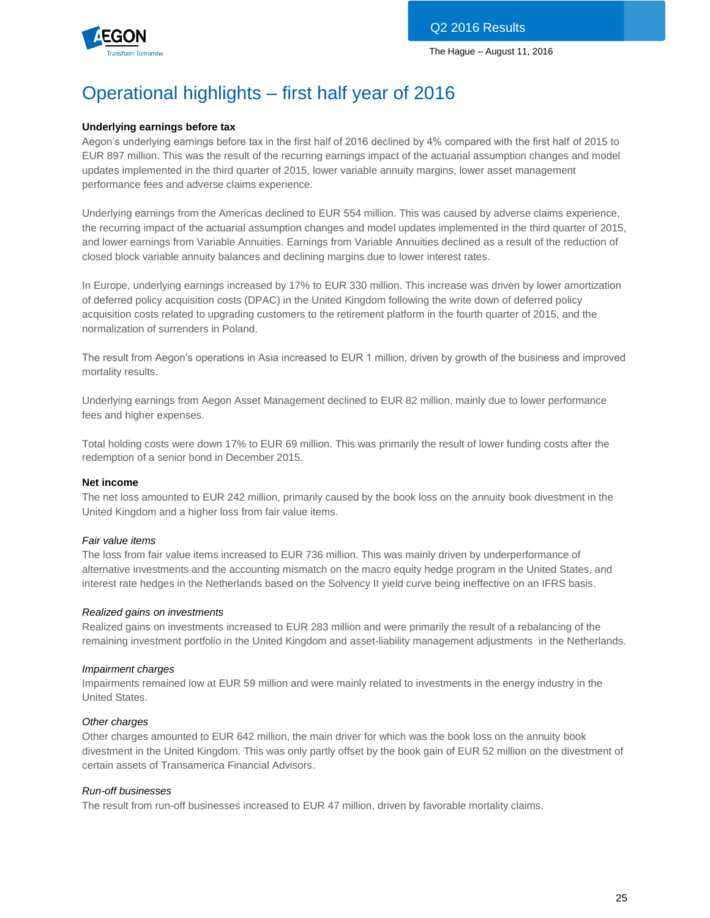# Operational highlights – first half year of 2016

**Underlying earnings before tax**

Aegon's underlying earnings before tax in the first half of 2016 declined by 4% compared with the first half of 2015 to EUR 897 million. This was the result of the recurring earnings impact of the actuarial assumption changes and model updates implemented in the third quarter of 2015, lower variable annuity margins, lower asset management performance fees and adverse claims experience.

Underlying earnings from the Americas declined to EUR 554 million. This was caused by adverse claims experience, the recurring impact of the actuarial assumption changes and model updates implemented in the third quarter of 2015, and lower earnings from Variable Annuities. Earnings from Variable Annuities declined as a result of the reduction of closed block variable annuity balances and declining margins due to lower interest rates.

In Europe, underlying earnings increased by 17% to EUR 330 million. This increase was driven by lower amortization of deferred policy acquisition costs (DPAC) in the United Kingdom following the write down of deferred policy acquisition costs related to upgrading customers to the retirement platform in the fourth quarter of 2015, and the normalization of surrenders in Poland.

The result from Aegon's operations in Asia increased to EUR 1 million, driven by growth of the business and improved mortality results.

Underlying earnings from Aegon Asset Management declined to EUR 82 million, mainly due to lower performance fees and higher expenses.

Total holding costs were down 17% to EUR 69 million. This was primarily the result of lower funding costs after the redemption of a senior bond in December 2015.

**Net income**

The net loss amounted to EUR 242 million, primarily caused by the book loss on the annuity book divestment in the United Kingdom and a higher loss from fair value items.

*Fair value items*

The loss from fair value items increased to EUR 736 million. This was mainly driven by underperformance of alternative investments and the accounting mismatch on the macro equity hedge program in the United States, and interest rate hedges in the Netherlands based on the Solvency II yield curve being ineffective on an IFRS basis.

*Realized gains on investments*

Realized gains on investments increased to EUR 283 million and were primarily the result of a rebalancing of the remaining investment portfolio in the United Kingdom and asset-liability management adjustments in the Netherlands.

*Impairment charges*

Impairments remained low at EUR 59 million and were mainly related to investments in the energy industry in the United States.

*Other charges*

Other charges amounted to EUR 642 million, the main driver for which was the book loss on the annuity book divestment in the United Kingdom. This was only partly offset by the book gain of EUR 52 million on the divestment of certain assets of Transamerica Financial Advisors.

*Run-off businesses*

The result from run-off businesses increased to EUR 47 million, driven by favorable mortality claims.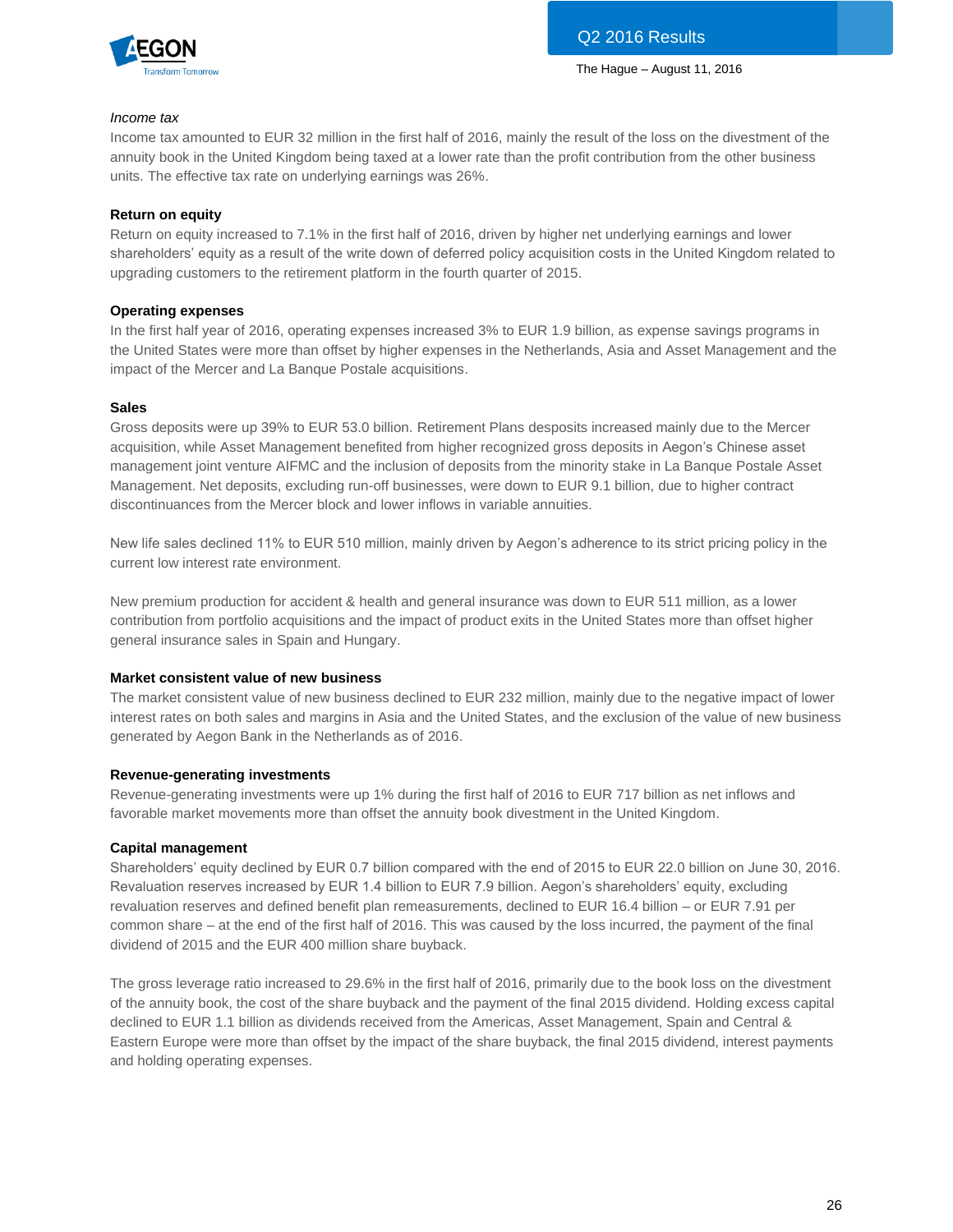*Income tax*

Income tax amounted to EUR 32 million in the first half of 2016, mainly the result of the loss on the divestment of the annuity book in the United Kingdom being taxed at a lower rate than the profit contribution from the other business units. The effective tax rate on underlying earnings was 26%.

**Return on equity**

Return on equity increased to 7.1% in the first half of 2016, driven by higher net underlying earnings and lower shareholders' equity as a result of the write down of deferred policy acquisition costs in the United Kingdom related to upgrading customers to the retirement platform in the fourth quarter of 2015.

**Operating expenses**

In the first half year of 2016, operating expenses increased 3% to EUR 1.9 billion, as expense savings programs in the United States were more than offset by higher expenses in the Netherlands, Asia and Asset Management and the impact of the Mercer and La Banque Postale acquisitions.

**Sales**

Gross deposits were up 39% to EUR 53.0 billion. Retirement Plans desposits increased mainly due to the Mercer acquisition, while Asset Management benefited from higher recognized gross deposits in Aegon's Chinese asset management joint venture AIFMC and the inclusion of deposits from the minority stake in La Banque Postale Asset Management. Net deposits, excluding run-off businesses, were down to EUR 9.1 billion, due to higher contract discontinuances from the Mercer block and lower inflows in variable annuities.

New life sales declined 11% to EUR 510 million, mainly driven by Aegon's adherence to its strict pricing policy in the current low interest rate environment.

New premium production for accident & health and general insurance was down to EUR 511 million, as a lower contribution from portfolio acquisitions and the impact of product exits in the United States more than offset higher general insurance sales in Spain and Hungary.

**Market consistent value of new business**

The market consistent value of new business declined to EUR 232 million, mainly due to the negative impact of lower interest rates on both sales and margins in Asia and the United States, and the exclusion of the value of new business generated by Aegon Bank in the Netherlands as of 2016.

**Revenue-generating investments**

Revenue-generating investments were up 1% during the first half of 2016 to EUR 717 billion as net inflows and favorable market movements more than offset the annuity book divestment in the United Kingdom.

**Capital management**

Shareholders' equity declined by EUR 0.7 billion compared with the end of 2015 to EUR 22.0 billion on June 30, 2016. Revaluation reserves increased by EUR 1.4 billion to EUR 7.9 billion. Aegon's shareholders' equity, excluding revaluation reserves and defined benefit plan remeasurements, declined to EUR 16.4 billion – or EUR 7.91 per common share – at the end of the first half of 2016. This was caused by the loss incurred, the payment of the final dividend of 2015 and the EUR 400 million share buyback.

The gross leverage ratio increased to 29.6% in the first half of 2016, primarily due to the book loss on the divestment of the annuity book, the cost of the share buyback and the payment of the final 2015 dividend. Holding excess capital declined to EUR 1.1 billion as dividends received from the Americas, Asset Management, Spain and Central & Eastern Europe were more than offset by the impact of the share buyback, the final 2015 dividend, interest payments and holding operating expenses.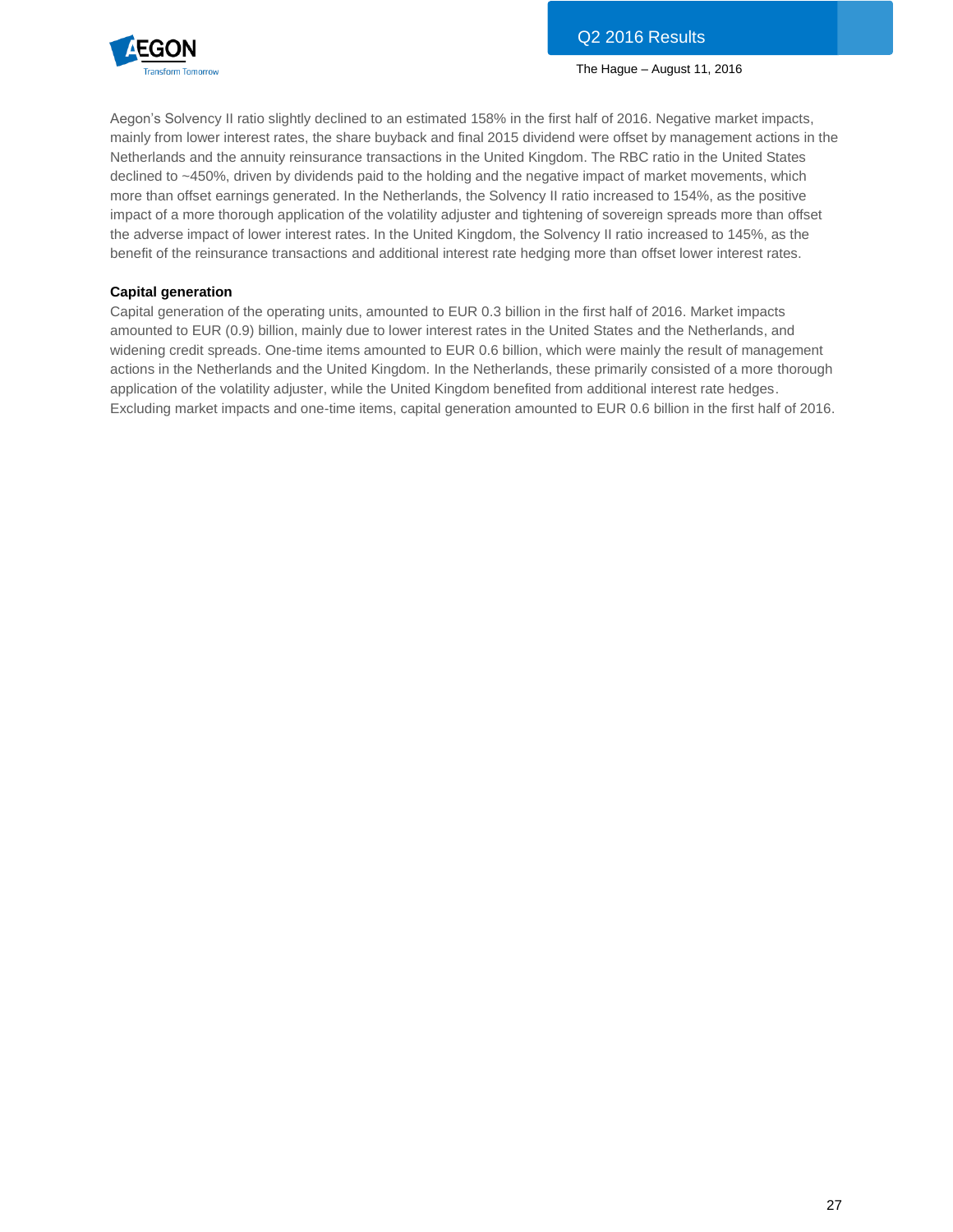Aegon's Solvency II ratio slightly declined to an estimated 158% in the first half of 2016. Negative market impacts, mainly from lower interest rates, the share buyback and final 2015 dividend were offset by management actions in the Netherlands and the annuity reinsurance transactions in the United Kingdom. The RBC ratio in the United States declined to ~450%, driven by dividends paid to the holding and the negative impact of market movements, which more than offset earnings generated. In the Netherlands, the Solvency II ratio increased to 154%, as the positive impact of a more thorough application of the volatility adjuster and tightening of sovereign spreads more than offset the adverse impact of lower interest rates. In the United Kingdom, the Solvency II ratio increased to 145%, as the benefit of the reinsurance transactions and additional interest rate hedging more than offset lower interest rates.

**Capital generation**

Capital generation of the operating units, amounted to EUR 0.3 billion in the first half of 2016. Market impacts amounted to EUR (0.9) billion, mainly due to lower interest rates in the United States and the Netherlands, and widening credit spreads. One-time items amounted to EUR 0.6 billion, which were mainly the result of management actions in the Netherlands and the United Kingdom. In the Netherlands, these primarily consisted of a more thorough application of the volatility adjuster, while the United Kingdom benefited from additional interest rate hedges. Excluding market impacts and one-time items, capital generation amounted to EUR 0.6 billion in the first half of 2016.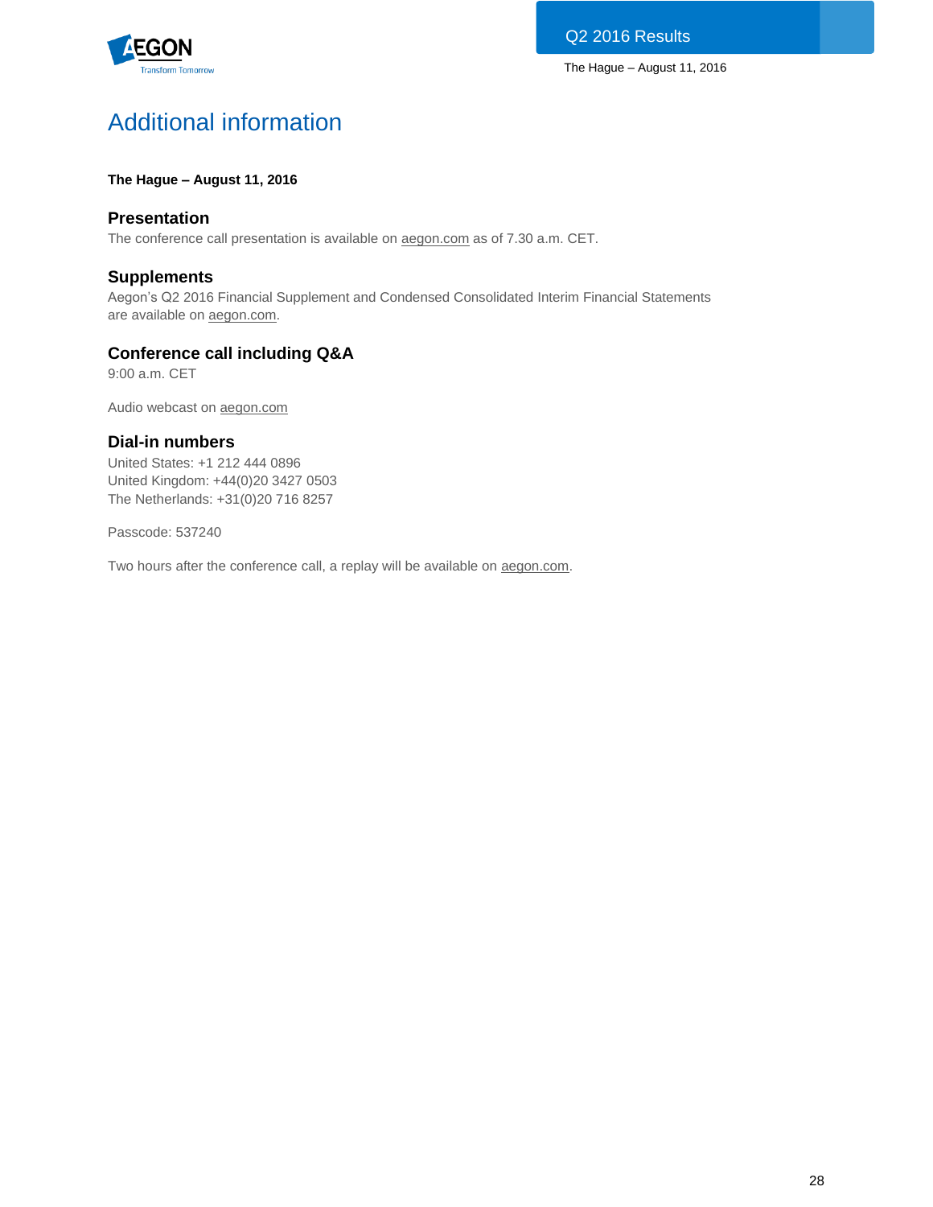# Additional information

**The Hague – August 11, 2016**

## Presentation

The conference call presentation is available on aegon.com as of 7.30 a.m. CET.

## Supplements

Aegon's Q2 2016 Financial Supplement and Condensed Consolidated Interim Financial Statements are available on aegon.com.

## Conference call including Q&A

9:00 a.m. CET

Audio webcast on aegon.com

## Dial-in numbers

United States: +1 212 444 0896
United Kingdom: +44(0)20 3427 0503
The Netherlands: +31(0)20 716 8257

Passcode: 537240

Two hours after the conference call, a replay will be available on aegon.com.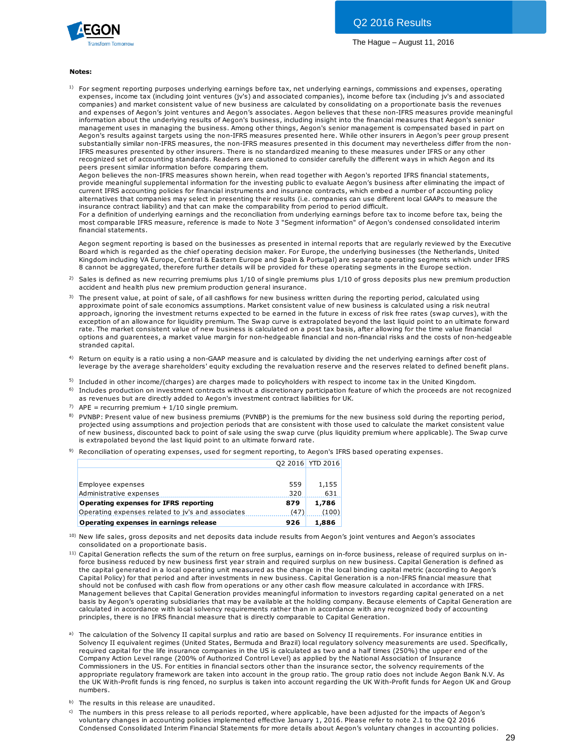**Notes:**

[1] For segment reporting purposes underlying earnings before tax, net underlying earnings, commissions and expenses, operating expenses, income tax (including joint ventures (jv's) and associated companies), income before tax (including jv's and associated companies) and market consistent value of new business are calculated by consolidating on a proportionate basis the revenues and expenses of Aegon's joint ventures and Aegon's associates. Aegon believes that these non-IFRS measures provide meaningful information about the underlying results of Aegon's business, including insight into the financial measures that Aegon's senior management uses in managing the business. Among other things, Aegon's senior management is compensated based in part on Aegon's results against targets using the non-IFRS measures presented here. While other insurers in Aegon's peer group present substantially similar non-IFRS measures, the non-IFRS measures presented in this document may nevertheless differ from the non-IFRS measures presented by other insurers. There is no standardized meaning to these measures under IFRS or any other recognized set of accounting standards. Readers are cautioned to consider carefully the different ways in which Aegon and its peers present similar information before comparing them.
Aegon believes the non-IFRS measures shown herein, when read together with Aegon's reported IFRS financial statements, provide meaningful supplemental information for the investing public to evaluate Aegon's business after eliminating the impact of current IFRS accounting policies for financial instruments and insurance contracts, which embed a number of accounting policy alternatives that companies may select in presenting their results (i.e. companies can use different local GAAPs to measure the insurance contract liability) and that can make the comparability from period to period difficult.
For a definition of underlying earnings and the reconciliation from underlying earnings before tax to income before tax, being the most comparable IFRS measure, reference is made to Note 3 "Segment information" of Aegon's condensed consolidated interim financial statements.

Aegon segment reporting is based on the businesses as presented in internal reports that are regularly reviewed by the Executive Board which is regarded as the chief operating decision maker. For Europe, the underlying businesses (the Netherlands, United Kingdom including VA Europe, Central & Eastern Europe and Spain & Portugal) are separate operating segments which under IFRS 8 cannot be aggregated, therefore further details will be provided for these operating segments in the Europe section.

[2] Sales is defined as new recurring premiums plus 1/10 of single premiums plus 1/10 of gross deposits plus new premium production accident and health plus new premium production general insurance.

[3] The present value, at point of sale, of all cashflows for new business written during the reporting period, calculated using approximate point of sale economics assumptions. Market consistent value of new business is calculated using a risk neutral approach, ignoring the investment returns expected to be earned in the future in excess of risk free rates (swap curves), with the exception of an allowance for liquidity premium. The Swap curve is extrapolated beyond the last liquid point to an ultimate forward rate. The market consistent value of new business is calculated on a post tax basis, after allowing for the time value financial options and guarentees, a market value margin for non-hedgeable financial and non-financial risks and the costs of non-hedgeable stranded capital.

[4] Return on equity is a ratio using a non-GAAP measure and is calculated by dividing the net underlying earnings after cost of leverage by the average shareholders' equity excluding the revaluation reserve and the reserves related to defined benefit plans.

[5] Included in other income/(charges) are charges made to policyholders with respect to income tax in the United Kingdom.

[6] Includes production on investment contracts without a discretionary participation feature of which the proceeds are not recognized as revenues but are directly added to Aegon's investment contract liabilities for UK.

[7] APE = recurring premium + 1/10 single premium.

[8] PVNBP: Present value of new business premiums (PVNBP) is the premiums for the new business sold during the reporting period, projected using assumptions and projection periods that are consistent with those used to calculate the market consistent value of new business, discounted back to point of sale using the swap curve (plus liquidity premium where applicable). The Swap curve is extrapolated beyond the last liquid point to an ultimate forward rate.

[9] Reconciliation of operating expenses, used for segment reporting, to Aegon's IFRS based operating expenses.

| | Q2 2016 | YTD 2016 |
|---|---|---|
| Employee expenses | 559 | 1,155 |
| Administrative expenses | 320 | 631 |
| **Operating expenses for IFRS reporting** | **879** | **1,786** |
| Operating expenses related to jv's and associates | (47) | (100) |
| **Operating expenses in earnings release** | **926** | **1,886** |

[10] New life sales, gross deposits and net deposits data include results from Aegon's joint ventures and Aegon's associates consolidated on a proportionate basis.

[11] Capital Generation reflects the sum of the return on free surplus, earnings on in-force business, release of required surplus on in-force business reduced by new business first year strain and required surplus on new business. Capital Generation is defined as the capital generated in a local operating unit measured as the change in the local binding capital metric (according to Aegon's Capital Policy) for that period and after investments in new business. Capital Generation is a non-IFRS financial measure that should not be confused with cash flow from operations or any other cash flow measure calculated in accordance with IFRS. Management believes that Capital Generation provides meaningful information to investors regarding capital generated on a net basis by Aegon's operating subsidiaries that may be available at the holding company. Because elements of Capital Generation are calculated in accordance with local solvency requirements rather than in accordance with any recognized body of accounting principles, there is no IFRS financial measure that is directly comparable to Capital Generation.

[a] The calculation of the Solvency II capital surplus and ratio are based on Solvency II requirements. For insurance entities in Solvency II equivalent regimes (United States, Bermuda and Brazil) local regulatory solvency measurements are used. Specifically, required capital for the life insurance companies in the US is calculated as two and a half times (250%) the upper end of the Company Action Level range (200% of Authorized Control Level) as applied by the National Association of Insurance Commissioners in the US. For entities in financial sectors other than the insurance sector, the solvency requirements of the appropriate regulatory framework are taken into account in the group ratio. The group ratio does not include Aegon Bank N.V. As the UK With-Profit funds is ring fenced, no surplus is taken into account regarding the UK With-Profit funds for Aegon UK and Group numbers.

[b] The results in this release are unaudited.

[c] The numbers in this press release to all periods reported, where applicable, have been adjusted for the impacts of Aegon's voluntary changes in accounting policies implemented effective January 1, 2016. Please refer to note 2.1 to the Q2 2016 Condensed Consolidated Interim Financial Statements for more details about Aegon's voluntary changes in accounting policies.